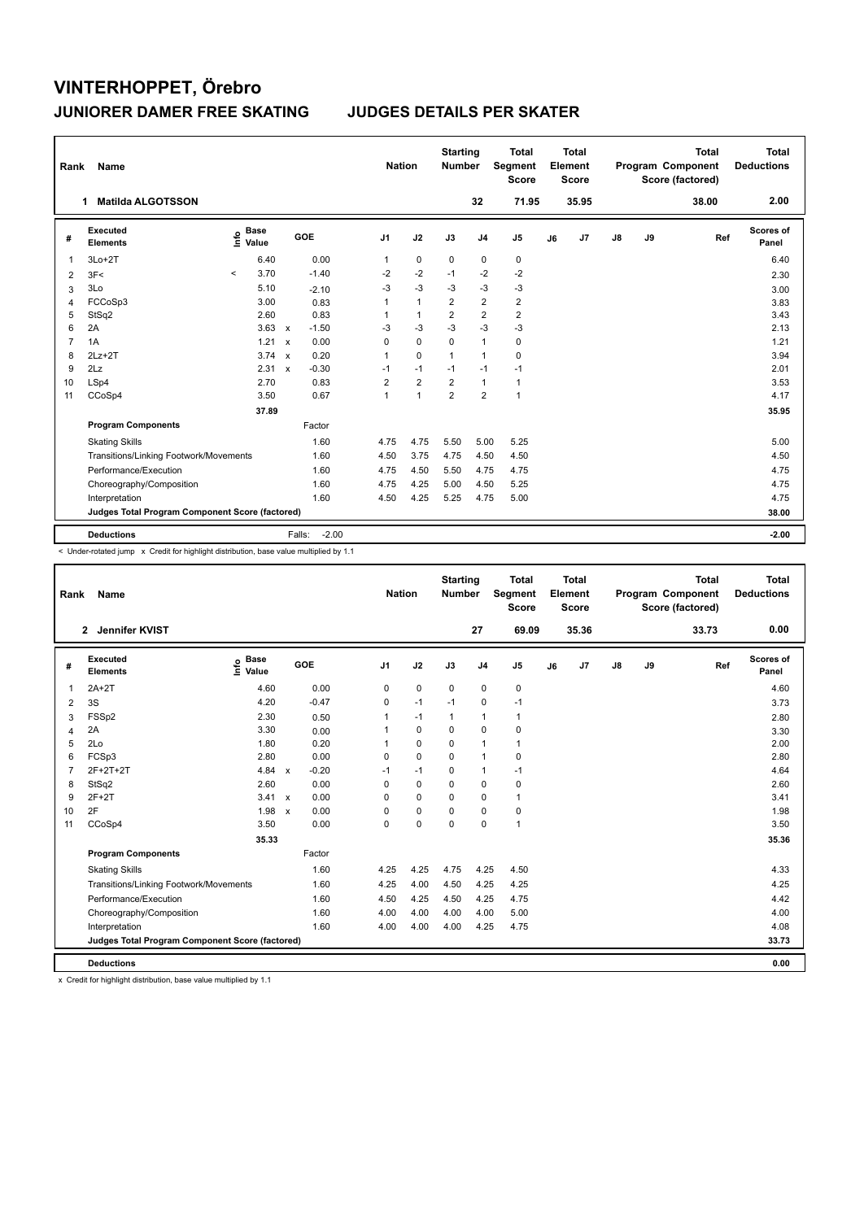# VINTERHOPPET, Örebro

## JUNIORER DAMER FREE SKATING JUDGES DETAILS PER SKATER

| Rank | Name | Nation | Starting Number | Total Segment Score | Total Element Score | Total Program Component Score (factored) | Total Deductions |
|---|---|---|---|---|---|---|---|
| 1 | Matilda ALGOTSSON | | 32 | 71.95 | 35.95 | 38.00 | 2.00 |

| # | Executed Elements | Info | Base Value | | GOE | J1 | J2 | J3 | J4 | J5 | J6 | J7 | J8 | J9 | Ref | Scores of Panel |
|---|---|---|---|---|---|---|---|---|---|---|---|---|---|---|---|---|
| 1 | 3Lo+2T | | 6.40 | | 0.00 | 1 | 0 | 0 | 0 | 0 | | | | | | 6.40 |
| 2 | 3F< | < | 3.70 | | -1.40 | -2 | -2 | -1 | -2 | -2 | | | | | | 2.30 |
| 3 | 3Lo | | 5.10 | | -2.10 | -3 | -3 | -3 | -3 | -3 | | | | | | 3.00 |
| 4 | FCCoSp3 | | 3.00 | | 0.83 | 1 | 1 | 2 | 2 | 2 | | | | | | 3.83 |
| 5 | StSq2 | | 2.60 | | 0.83 | 1 | 1 | 2 | 2 | 2 | | | | | | 3.43 |
| 6 | 2A | | 3.63 | x | -1.50 | -3 | -3 | -3 | -3 | -3 | | | | | | 2.13 |
| 7 | 1A | | 1.21 | x | 0.00 | 0 | 0 | 0 | 1 | 0 | | | | | | 1.21 |
| 8 | 2Lz+2T | | 3.74 | x | 0.20 | 1 | 0 | 1 | 1 | 0 | | | | | | 3.94 |
| 9 | 2Lz | | 2.31 | x | -0.30 | -1 | -1 | -1 | -1 | -1 | | | | | | 2.01 |
| 10 | LSp4 | | 2.70 | | 0.83 | 2 | 2 | 2 | 1 | 1 | | | | | | 3.53 |
| 11 | CCoSp4 | | 3.50 | | 0.67 | 1 | 1 | 2 | 2 | 1 | | | | | | 4.17 |
| | | | 37.89 | | | | | | | | | | | | | 35.95 |
| | **Program Components** | | | | Factor | | | | | | | | | | | |
| | Skating Skills | | | | 1.60 | 4.75 | 4.75 | 5.50 | 5.00 | 5.25 | | | | | | 5.00 |
| | Transitions/Linking Footwork/Movements | | | | 1.60 | 4.50 | 3.75 | 4.75 | 4.50 | 4.50 | | | | | | 4.50 |
| | Performance/Execution | | | | 1.60 | 4.75 | 4.50 | 5.50 | 4.75 | 4.75 | | | | | | 4.75 |
| | Choreography/Composition | | | | 1.60 | 4.75 | 4.25 | 5.00 | 4.50 | 5.25 | | | | | | 4.75 |
| | Interpretation | | | | 1.60 | 4.50 | 4.25 | 5.25 | 4.75 | 5.00 | | | | | | 4.75 |
| | **Judges Total Program Component Score (factored)** | | | | | | | | | | | | | | | 38.00 |
| | **Deductions** | | | | Falls: -2.00 | | | | | | | | | | | -2.00 |

< Under-rotated jump x Credit for highlight distribution, base value multiplied by 1.1

| Rank | Name | Nation | Starting Number | Total Segment Score | Total Element Score | Total Program Component Score (factored) | Total Deductions |
|---|---|---|---|---|---|---|---|
| 2 | Jennifer KVIST | | 27 | 69.09 | 35.36 | 33.73 | 0.00 |

| # | Executed Elements | Info | Base Value | | GOE | J1 | J2 | J3 | J4 | J5 | J6 | J7 | J8 | J9 | Ref | Scores of Panel |
|---|---|---|---|---|---|---|---|---|---|---|---|---|---|---|---|---|
| 1 | 2A+2T | | 4.60 | | 0.00 | 0 | 0 | 0 | 0 | 0 | | | | | | 4.60 |
| 2 | 3S | | 4.20 | | -0.47 | 0 | -1 | -1 | 0 | -1 | | | | | | 3.73 |
| 3 | FSSp2 | | 2.30 | | 0.50 | 1 | -1 | 1 | 1 | 1 | | | | | | 2.80 |
| 4 | 2A | | 3.30 | | 0.00 | 1 | 0 | 0 | 0 | 0 | | | | | | 3.30 |
| 5 | 2Lo | | 1.80 | | 0.20 | 1 | 0 | 0 | 1 | 1 | | | | | | 2.00 |
| 6 | FCSp3 | | 2.80 | | 0.00 | 0 | 0 | 0 | 1 | 0 | | | | | | 2.80 |
| 7 | 2F+2T+2T | | 4.84 | x | -0.20 | -1 | -1 | 0 | 1 | -1 | | | | | | 4.64 |
| 8 | StSq2 | | 2.60 | | 0.00 | 0 | 0 | 0 | 0 | 0 | | | | | | 2.60 |
| 9 | 2F+2T | | 3.41 | x | 0.00 | 0 | 0 | 0 | 0 | 1 | | | | | | 3.41 |
| 10 | 2F | | 1.98 | x | 0.00 | 0 | 0 | 0 | 0 | 0 | | | | | | 1.98 |
| 11 | CCoSp4 | | 3.50 | | 0.00 | 0 | 0 | 0 | 0 | 1 | | | | | | 3.50 |
| | | | 35.33 | | | | | | | | | | | | | 35.36 |
| | **Program Components** | | | | Factor | | | | | | | | | | | |
| | Skating Skills | | | | 1.60 | 4.25 | 4.25 | 4.75 | 4.25 | 4.50 | | | | | | 4.33 |
| | Transitions/Linking Footwork/Movements | | | | 1.60 | 4.25 | 4.00 | 4.50 | 4.25 | 4.25 | | | | | | 4.25 |
| | Performance/Execution | | | | 1.60 | 4.50 | 4.25 | 4.50 | 4.25 | 4.75 | | | | | | 4.42 |
| | Choreography/Composition | | | | 1.60 | 4.00 | 4.00 | 4.00 | 4.00 | 5.00 | | | | | | 4.00 |
| | Interpretation | | | | 1.60 | 4.00 | 4.00 | 4.00 | 4.25 | 4.75 | | | | | | 4.08 |
| | **Judges Total Program Component Score (factored)** | | | | | | | | | | | | | | | 33.73 |
| | **Deductions** | | | | | | | | | | | | | | | 0.00 |

x Credit for highlight distribution, base value multiplied by 1.1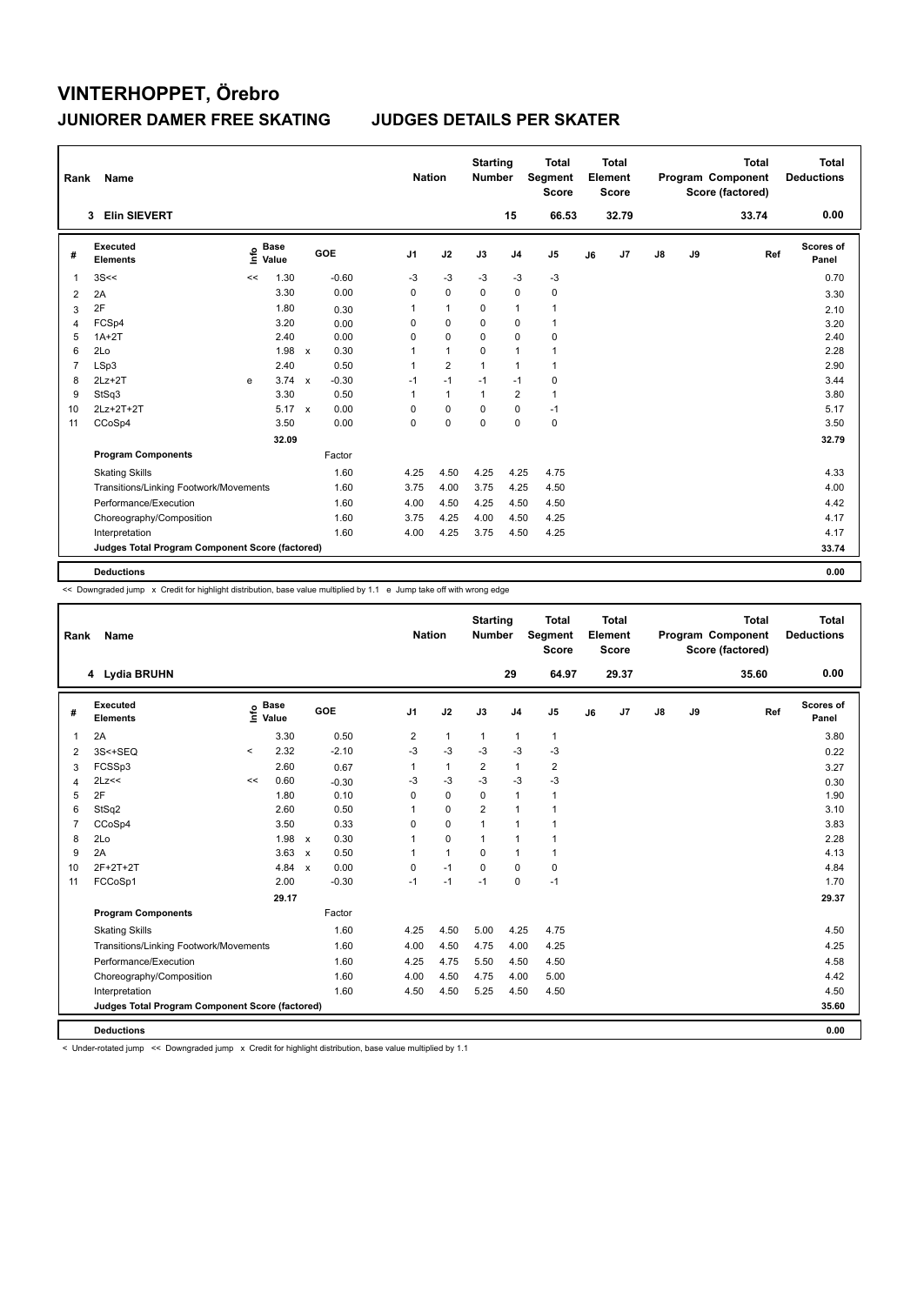# VINTERHOPPET, Örebro

## JUNIORER DAMER FREE SKATING — JUDGES DETAILS PER SKATER

| Rank | Name | Nation | Starting Number | Total Segment Score | Total Element Score | Total Program Component Score (factored) | Total Deductions |
|---|---|---|---|---|---|---|---|
| 3 | Elin SIEVERT | | 15 | 66.53 | 32.79 | 33.74 | 0.00 |

| # | Executed Elements | Info | Base Value | | GOE | J1 | J2 | J3 | J4 | J5 | J6 | J7 | J8 | J9 | Ref | Scores of Panel |
|---|---|---|---|---|---|---|---|---|---|---|---|---|---|---|---|---|
| 1 | 3S<< | << | 1.30 | | -0.60 | -3 | -3 | -3 | -3 | -3 | | | | | | 0.70 |
| 2 | 2A | | 3.30 | | 0.00 | 0 | 0 | 0 | 0 | 0 | | | | | | 3.30 |
| 3 | 2F | | 1.80 | | 0.30 | 1 | 1 | 0 | 1 | 1 | | | | | | 2.10 |
| 4 | FCSp4 | | 3.20 | | 0.00 | 0 | 0 | 0 | 0 | 1 | | | | | | 3.20 |
| 5 | 1A+2T | | 2.40 | | 0.00 | 0 | 0 | 0 | 0 | 0 | | | | | | 2.40 |
| 6 | 2Lo | | 1.98 | x | 0.30 | 1 | 1 | 0 | 1 | 1 | | | | | | 2.28 |
| 7 | LSp3 | | 2.40 | | 0.50 | 1 | 2 | 1 | 1 | 1 | | | | | | 2.90 |
| 8 | 2Lz+2T | e | 3.74 | x | -0.30 | -1 | -1 | -1 | -1 | 0 | | | | | | 3.44 |
| 9 | StSq3 | | 3.30 | | 0.50 | 1 | 1 | 1 | 2 | 1 | | | | | | 3.80 |
| 10 | 2Lz+2T+2T | | 5.17 | x | 0.00 | 0 | 0 | 0 | 0 | -1 | | | | | | 5.17 |
| 11 | CCoSp4 | | 3.50 | | 0.00 | 0 | 0 | 0 | 0 | 0 | | | | | | 3.50 |
| | | | 32.09 | | | | | | | | | | | | | 32.79 |
| | **Program Components** | | | | Factor | | | | | | | | | | | |
| | Skating Skills | | | | 1.60 | 4.25 | 4.50 | 4.25 | 4.25 | 4.75 | | | | | | 4.33 |
| | Transitions/Linking Footwork/Movements | | | | 1.60 | 3.75 | 4.00 | 3.75 | 4.25 | 4.50 | | | | | | 4.00 |
| | Performance/Execution | | | | 1.60 | 4.00 | 4.50 | 4.25 | 4.50 | 4.50 | | | | | | 4.42 |
| | Choreography/Composition | | | | 1.60 | 3.75 | 4.25 | 4.00 | 4.50 | 4.25 | | | | | | 4.17 |
| | Interpretation | | | | 1.60 | 4.00 | 4.25 | 3.75 | 4.50 | 4.25 | | | | | | 4.17 |
| | **Judges Total Program Component Score (factored)** | | | | | | | | | | | | | | | 33.74 |
| | **Deductions** | | | | | | | | | | | | | | | 0.00 |

<< Downgraded jump x Credit for highlight distribution, base value multiplied by 1.1 e Jump take off with wrong edge

| Rank | Name | Nation | Starting Number | Total Segment Score | Total Element Score | Total Program Component Score (factored) | Total Deductions |
|---|---|---|---|---|---|---|---|
| 4 | Lydia BRUHN | | 29 | 64.97 | 29.37 | 35.60 | 0.00 |

| # | Executed Elements | Info | Base Value | | GOE | J1 | J2 | J3 | J4 | J5 | J6 | J7 | J8 | J9 | Ref | Scores of Panel |
|---|---|---|---|---|---|---|---|---|---|---|---|---|---|---|---|---|
| 1 | 2A | | 3.30 | | 0.50 | 2 | 1 | 1 | 1 | 1 | | | | | | 3.80 |
| 2 | 3S<+SEQ | < | 2.32 | | -2.10 | -3 | -3 | -3 | -3 | -3 | | | | | | 0.22 |
| 3 | FCSSp3 | | 2.60 | | 0.67 | 1 | 1 | 2 | 1 | 2 | | | | | | 3.27 |
| 4 | 2Lz<< | << | 0.60 | | -0.30 | -3 | -3 | -3 | -3 | -3 | | | | | | 0.30 |
| 5 | 2F | | 1.80 | | 0.10 | 0 | 0 | 0 | 1 | 1 | | | | | | 1.90 |
| 6 | StSq2 | | 2.60 | | 0.50 | 1 | 0 | 2 | 1 | 1 | | | | | | 3.10 |
| 7 | CCoSp4 | | 3.50 | | 0.33 | 0 | 0 | 1 | 1 | 1 | | | | | | 3.83 |
| 8 | 2Lo | | 1.98 | x | 0.30 | 1 | 0 | 1 | 1 | 1 | | | | | | 2.28 |
| 9 | 2A | | 3.63 | x | 0.50 | 1 | 1 | 0 | 1 | 1 | | | | | | 4.13 |
| 10 | 2F+2T+2T | | 4.84 | x | 0.00 | 0 | -1 | 0 | 0 | 0 | | | | | | 4.84 |
| 11 | FCCoSp1 | | 2.00 | | -0.30 | -1 | -1 | -1 | 0 | -1 | | | | | | 1.70 |
| | | | 29.17 | | | | | | | | | | | | | 29.37 |
| | **Program Components** | | | | Factor | | | | | | | | | | | |
| | Skating Skills | | | | 1.60 | 4.25 | 4.50 | 5.00 | 4.25 | 4.75 | | | | | | 4.50 |
| | Transitions/Linking Footwork/Movements | | | | 1.60 | 4.00 | 4.50 | 4.75 | 4.00 | 4.25 | | | | | | 4.25 |
| | Performance/Execution | | | | 1.60 | 4.25 | 4.75 | 5.50 | 4.50 | 4.50 | | | | | | 4.58 |
| | Choreography/Composition | | | | 1.60 | 4.00 | 4.50 | 4.75 | 4.00 | 5.00 | | | | | | 4.42 |
| | Interpretation | | | | 1.60 | 4.50 | 4.50 | 5.25 | 4.50 | 4.50 | | | | | | 4.50 |
| | **Judges Total Program Component Score (factored)** | | | | | | | | | | | | | | | 35.60 |
| | **Deductions** | | | | | | | | | | | | | | | 0.00 |

< Under-rotated jump << Downgraded jump x Credit for highlight distribution, base value multiplied by 1.1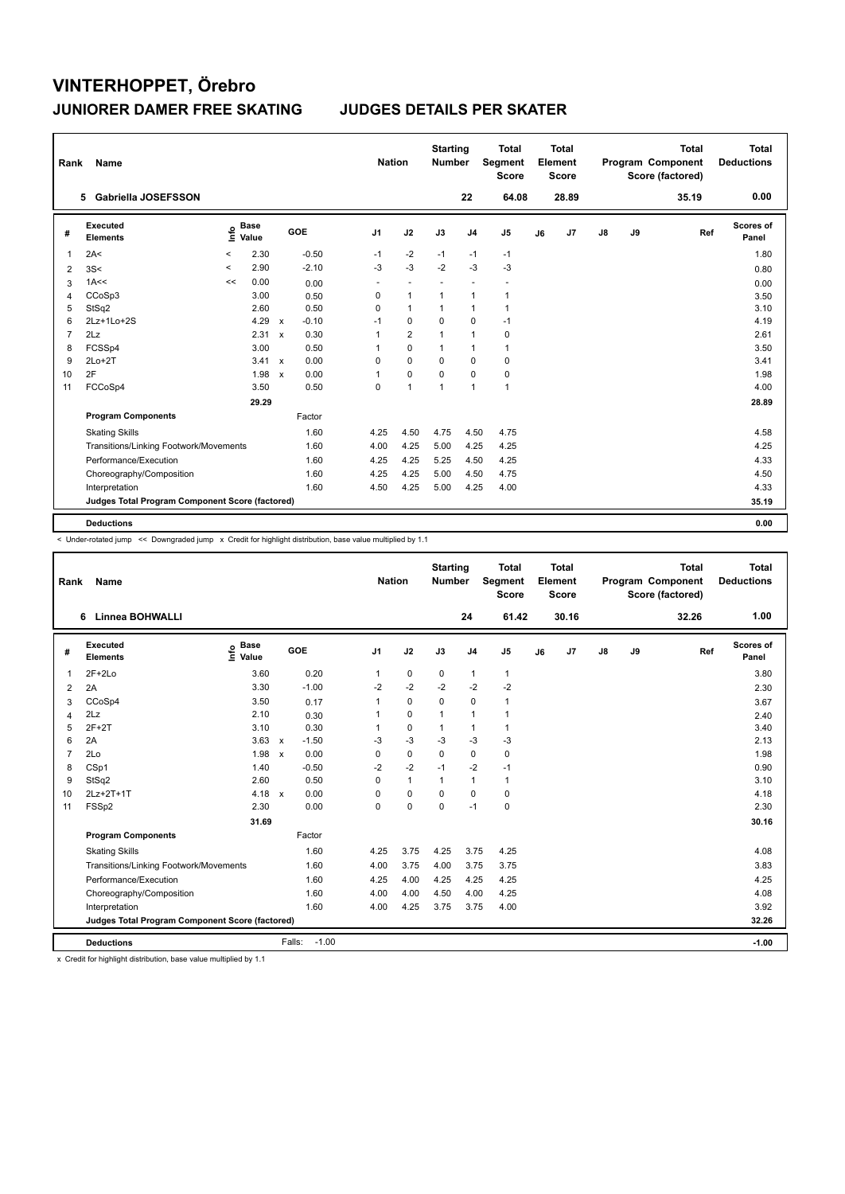# VINTERHOPPET, Örebro

## JUNIORER DAMER FREE SKATING — JUDGES DETAILS PER SKATER

| Rank | Name | Nation | Starting Number | Total Segment Score | Total Element Score | Total Program Component Score (factored) | Total Deductions |
|---|---|---|---|---|---|---|---|
| 5 | Gabriella JOSEFSSON | | 22 | 64.08 | 28.89 | 35.19 | 0.00 |

| # | Executed Elements | Info | Base Value | | GOE | J1 | J2 | J3 | J4 | J5 | J6 | J7 | J8 | J9 | Ref | Scores of Panel |
|---|---|---|---|---|---|---|---|---|---|---|---|---|---|---|---|---|
| 1 | 2A< | < | 2.30 | | -0.50 | -1 | -2 | -1 | -1 | -1 | | | | | | 1.80 |
| 2 | 3S< | < | 2.90 | | -2.10 | -3 | -3 | -2 | -3 | -3 | | | | | | 0.80 |
| 3 | 1A<< | << | 0.00 | | 0.00 | - | - | - | - | - | | | | | | 0.00 |
| 4 | CCoSp3 | | 3.00 | | 0.50 | 0 | 1 | 1 | 1 | 1 | | | | | | 3.50 |
| 5 | StSq2 | | 2.60 | | 0.50 | 0 | 1 | 1 | 1 | 1 | | | | | | 3.10 |
| 6 | 2Lz+1Lo+2S | | 4.29 | x | -0.10 | -1 | 0 | 0 | 0 | -1 | | | | | | 4.19 |
| 7 | 2Lz | | 2.31 | x | 0.30 | 1 | 2 | 1 | 1 | 0 | | | | | | 2.61 |
| 8 | FCSSp4 | | 3.00 | | 0.50 | 1 | 0 | 1 | 1 | 1 | | | | | | 3.50 |
| 9 | 2Lo+2T | | 3.41 | x | 0.00 | 0 | 0 | 0 | 0 | 0 | | | | | | 3.41 |
| 10 | 2F | | 1.98 | x | 0.00 | 1 | 0 | 0 | 0 | 0 | | | | | | 1.98 |
| 11 | FCCoSp4 | | 3.50 | | 0.50 | 0 | 1 | 1 | 1 | 1 | | | | | | 4.00 |
| | | | 29.29 | | | | | | | | | | | | | 28.89 |
| | **Program Components** | | | | Factor | | | | | | | | | | | |
| | Skating Skills | | | | 1.60 | 4.25 | 4.50 | 4.75 | 4.50 | 4.75 | | | | | | 4.58 |
| | Transitions/Linking Footwork/Movements | | | | 1.60 | 4.00 | 4.25 | 5.00 | 4.25 | 4.25 | | | | | | 4.25 |
| | Performance/Execution | | | | 1.60 | 4.25 | 4.25 | 5.25 | 4.50 | 4.25 | | | | | | 4.33 |
| | Choreography/Composition | | | | 1.60 | 4.25 | 4.25 | 5.00 | 4.50 | 4.75 | | | | | | 4.50 |
| | Interpretation | | | | 1.60 | 4.50 | 4.25 | 5.00 | 4.25 | 4.00 | | | | | | 4.33 |
| | **Judges Total Program Component Score (factored)** | | | | | | | | | | | | | | | 35.19 |
| | **Deductions** | | | | | | | | | | | | | | | 0.00 |

< Under-rotated jump << Downgraded jump x Credit for highlight distribution, base value multiplied by 1.1

| Rank | Name | Nation | Starting Number | Total Segment Score | Total Element Score | Total Program Component Score (factored) | Total Deductions |
|---|---|---|---|---|---|---|---|
| 6 | Linnea BOHWALLI | | 24 | 61.42 | 30.16 | 32.26 | 1.00 |

| # | Executed Elements | Info | Base Value | | GOE | J1 | J2 | J3 | J4 | J5 | J6 | J7 | J8 | J9 | Ref | Scores of Panel |
|---|---|---|---|---|---|---|---|---|---|---|---|---|---|---|---|---|
| 1 | 2F+2Lo | | 3.60 | | 0.20 | 1 | 0 | 0 | 1 | 1 | | | | | | 3.80 |
| 2 | 2A | | 3.30 | | -1.00 | -2 | -2 | -2 | -2 | -2 | | | | | | 2.30 |
| 3 | CCoSp4 | | 3.50 | | 0.17 | 1 | 0 | 0 | 0 | 1 | | | | | | 3.67 |
| 4 | 2Lz | | 2.10 | | 0.30 | 1 | 0 | 1 | 1 | 1 | | | | | | 2.40 |
| 5 | 2F+2T | | 3.10 | | 0.30 | 1 | 0 | 1 | 1 | 1 | | | | | | 3.40 |
| 6 | 2A | | 3.63 | x | -1.50 | -3 | -3 | -3 | -3 | -3 | | | | | | 2.13 |
| 7 | 2Lo | | 1.98 | x | 0.00 | 0 | 0 | 0 | 0 | 0 | | | | | | 1.98 |
| 8 | CSp1 | | 1.40 | | -0.50 | -2 | -2 | -1 | -2 | -1 | | | | | | 0.90 |
| 9 | StSq2 | | 2.60 | | 0.50 | 0 | 1 | 1 | 1 | 1 | | | | | | 3.10 |
| 10 | 2Lz+2T+1T | | 4.18 | x | 0.00 | 0 | 0 | 0 | 0 | 0 | | | | | | 4.18 |
| 11 | FSSp2 | | 2.30 | | 0.00 | 0 | 0 | 0 | -1 | 0 | | | | | | 2.30 |
| | | | 31.69 | | | | | | | | | | | | | 30.16 |
| | **Program Components** | | | | Factor | | | | | | | | | | | |
| | Skating Skills | | | | 1.60 | 4.25 | 3.75 | 4.25 | 3.75 | 4.25 | | | | | | 4.08 |
| | Transitions/Linking Footwork/Movements | | | | 1.60 | 4.00 | 3.75 | 4.00 | 3.75 | 3.75 | | | | | | 3.83 |
| | Performance/Execution | | | | 1.60 | 4.25 | 4.00 | 4.25 | 4.25 | 4.25 | | | | | | 4.25 |
| | Choreography/Composition | | | | 1.60 | 4.00 | 4.00 | 4.50 | 4.00 | 4.25 | | | | | | 4.08 |
| | Interpretation | | | | 1.60 | 4.00 | 4.25 | 3.75 | 3.75 | 4.00 | | | | | | 3.92 |
| | **Judges Total Program Component Score (factored)** | | | | | | | | | | | | | | | 32.26 |
| | **Deductions** | | | Falls: | -1.00 | | | | | | | | | | | -1.00 |

x Credit for highlight distribution, base value multiplied by 1.1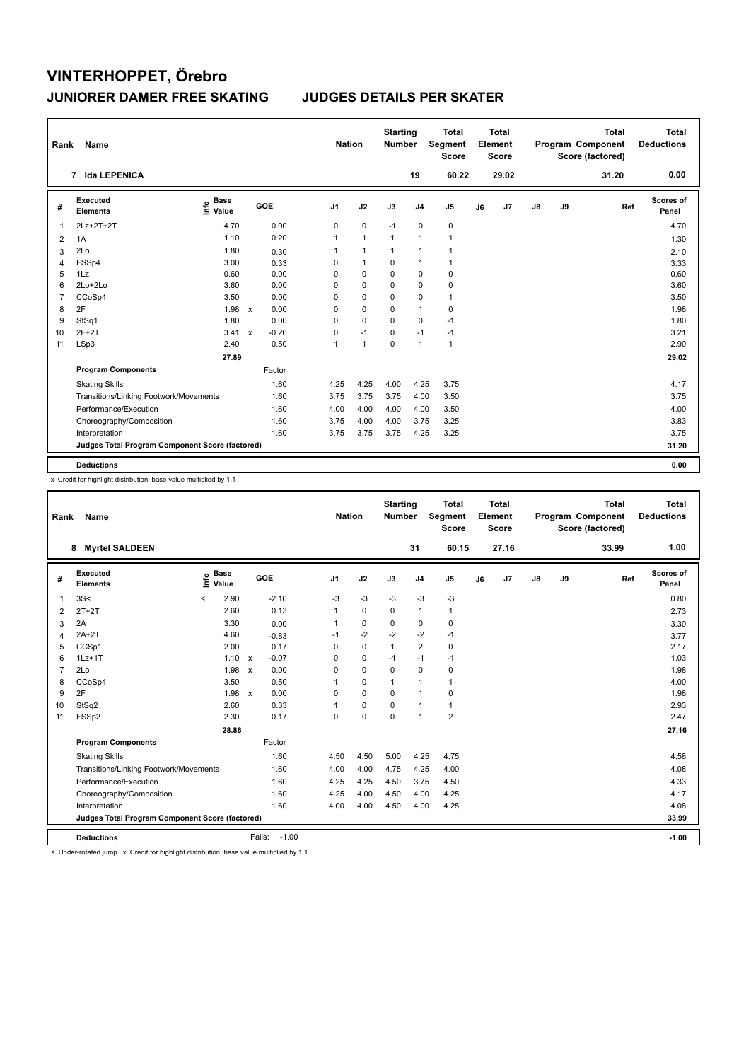# VINTERHOPPET, Örebro

## JUNIORER DAMER FREE SKATING — JUDGES DETAILS PER SKATER

| Rank | Name | Nation | Starting Number | Total Segment Score | Total Element Score | Total Program Component Score (factored) | Total Deductions |
|---|---|---|---|---|---|---|---|
| 7 | Ida LEPENICA | | 19 | 60.22 | 29.02 | 31.20 | 0.00 |

| # | Executed Elements | Info | Base Value | | GOE | J1 | J2 | J3 | J4 | J5 | J6 | J7 | J8 | J9 | Ref | Scores of Panel |
|---|---|---|---|---|---|---|---|---|---|---|---|---|---|---|---|---|
| 1 | 2Lz+2T+2T | | 4.70 | | 0.00 | 0 | 0 | -1 | 0 | 0 | | | | | | 4.70 |
| 2 | 1A | | 1.10 | | 0.20 | 1 | 1 | 1 | 1 | 1 | | | | | | 1.30 |
| 3 | 2Lo | | 1.80 | | 0.30 | 1 | 1 | 1 | 1 | 1 | | | | | | 2.10 |
| 4 | FSSp4 | | 3.00 | | 0.33 | 0 | 1 | 0 | 1 | 1 | | | | | | 3.33 |
| 5 | 1Lz | | 0.60 | | 0.00 | 0 | 0 | 0 | 0 | 0 | | | | | | 0.60 |
| 6 | 2Lo+2Lo | | 3.60 | | 0.00 | 0 | 0 | 0 | 0 | 0 | | | | | | 3.60 |
| 7 | CCoSp4 | | 3.50 | | 0.00 | 0 | 0 | 0 | 0 | 1 | | | | | | 3.50 |
| 8 | 2F | | 1.98 | x | 0.00 | 0 | 0 | 0 | 1 | 0 | | | | | | 1.98 |
| 9 | StSq1 | | 1.80 | | 0.00 | 0 | 0 | 0 | 0 | -1 | | | | | | 1.80 |
| 10 | 2F+2T | | 3.41 | x | -0.20 | 0 | -1 | 0 | -1 | -1 | | | | | | 3.21 |
| 11 | LSp3 | | 2.40 | | 0.50 | 1 | 1 | 0 | 1 | 1 | | | | | | 2.90 |
| | | | 27.89 | | | | | | | | | | | | | 29.02 |
| | **Program Components** | | | | Factor | | | | | | | | | | | |
| | Skating Skills | | | | 1.60 | 4.25 | 4.25 | 4.00 | 4.25 | 3.75 | | | | | | 4.17 |
| | Transitions/Linking Footwork/Movements | | | | 1.60 | 3.75 | 3.75 | 3.75 | 4.00 | 3.50 | | | | | | 3.75 |
| | Performance/Execution | | | | 1.60 | 4.00 | 4.00 | 4.00 | 4.00 | 3.50 | | | | | | 4.00 |
| | Choreography/Composition | | | | 1.60 | 3.75 | 4.00 | 4.00 | 3.75 | 3.25 | | | | | | 3.83 |
| | Interpretation | | | | 1.60 | 3.75 | 3.75 | 3.75 | 4.25 | 3.25 | | | | | | 3.75 |
| | **Judges Total Program Component Score (factored)** | | | | | | | | | | | | | | | 31.20 |
| | **Deductions** | | | | | | | | | | | | | | | 0.00 |

x Credit for highlight distribution, base value multiplied by 1.1

| Rank | Name | Nation | Starting Number | Total Segment Score | Total Element Score | Total Program Component Score (factored) | Total Deductions |
|---|---|---|---|---|---|---|---|
| 8 | Myrtel SALDEEN | | 31 | 60.15 | 27.16 | 33.99 | 1.00 |

| # | Executed Elements | Info | Base Value | | GOE | J1 | J2 | J3 | J4 | J5 | J6 | J7 | J8 | J9 | Ref | Scores of Panel |
|---|---|---|---|---|---|---|---|---|---|---|---|---|---|---|---|---|
| 1 | 3S< | < | 2.90 | | -2.10 | -3 | -3 | -3 | -3 | -3 | | | | | | 0.80 |
| 2 | 2T+2T | | 2.60 | | 0.13 | 1 | 0 | 0 | 1 | 1 | | | | | | 2.73 |
| 3 | 2A | | 3.30 | | 0.00 | 1 | 0 | 0 | 0 | 0 | | | | | | 3.30 |
| 4 | 2A+2T | | 4.60 | | -0.83 | -1 | -2 | -2 | -2 | -1 | | | | | | 3.77 |
| 5 | CCSp1 | | 2.00 | | 0.17 | 0 | 0 | 1 | 2 | 0 | | | | | | 2.17 |
| 6 | 1Lz+1T | | 1.10 | x | -0.07 | 0 | 0 | -1 | -1 | -1 | | | | | | 1.03 |
| 7 | 2Lo | | 1.98 | x | 0.00 | 0 | 0 | 0 | 0 | 0 | | | | | | 1.98 |
| 8 | CCoSp4 | | 3.50 | | 0.50 | 1 | 0 | 1 | 1 | 1 | | | | | | 4.00 |
| 9 | 2F | | 1.98 | x | 0.00 | 0 | 0 | 0 | 1 | 0 | | | | | | 1.98 |
| 10 | StSq2 | | 2.60 | | 0.33 | 1 | 0 | 0 | 1 | 1 | | | | | | 2.93 |
| 11 | FSSp2 | | 2.30 | | 0.17 | 0 | 0 | 0 | 1 | 2 | | | | | | 2.47 |
| | | | 28.86 | | | | | | | | | | | | | 27.16 |
| | **Program Components** | | | | Factor | | | | | | | | | | | |
| | Skating Skills | | | | 1.60 | 4.50 | 4.50 | 5.00 | 4.25 | 4.75 | | | | | | 4.58 |
| | Transitions/Linking Footwork/Movements | | | | 1.60 | 4.00 | 4.00 | 4.75 | 4.25 | 4.00 | | | | | | 4.08 |
| | Performance/Execution | | | | 1.60 | 4.25 | 4.25 | 4.50 | 3.75 | 4.50 | | | | | | 4.33 |
| | Choreography/Composition | | | | 1.60 | 4.25 | 4.00 | 4.50 | 4.00 | 4.25 | | | | | | 4.17 |
| | Interpretation | | | | 1.60 | 4.00 | 4.00 | 4.50 | 4.00 | 4.25 | | | | | | 4.08 |
| | **Judges Total Program Component Score (factored)** | | | | | | | | | | | | | | | 33.99 |
| | **Deductions** | | | Falls: | -1.00 | | | | | | | | | | | -1.00 |

< Under-rotated jump x Credit for highlight distribution, base value multiplied by 1.1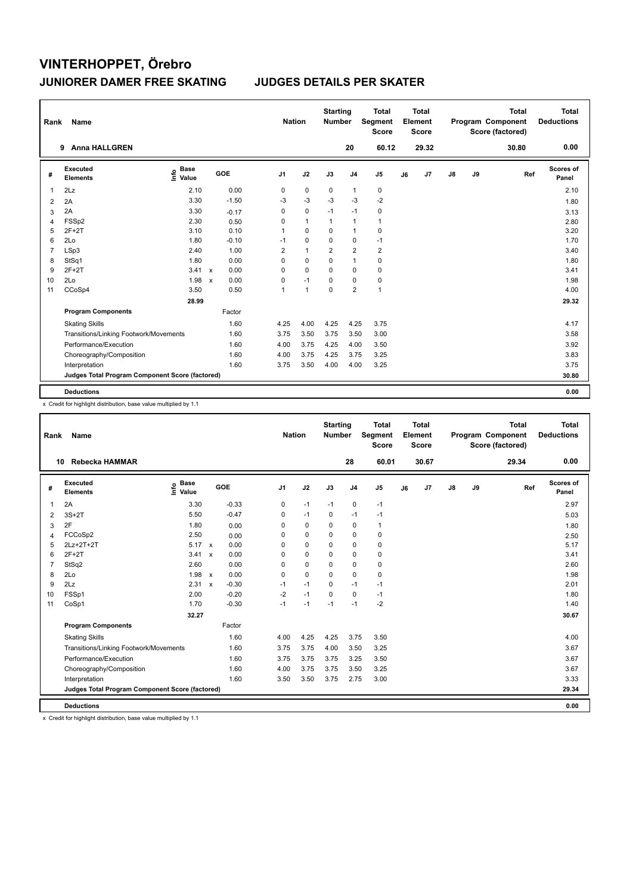# VINTERHOPPET, Örebro

## JUNIORER DAMER FREE SKATING — JUDGES DETAILS PER SKATER

| Rank | Name | Nation | Starting Number | Total Segment Score | Total Element Score | Total Program Component Score (factored) | Total Deductions |
|---|---|---|---|---|---|---|---|
| 9 | Anna HALLGREN | | 20 | 60.12 | 29.32 | 30.80 | 0.00 |

| # | Executed Elements | Info | Base Value | | GOE | J1 | J2 | J3 | J4 | J5 | J6 | J7 | J8 | J9 | Ref | Scores of Panel |
|---|---|---|---|---|---|---|---|---|---|---|---|---|---|---|---|---|
| 1 | 2Lz | | 2.10 | | 0.00 | 0 | 0 | 0 | 1 | 0 | | | | | | 2.10 |
| 2 | 2A | | 3.30 | | -1.50 | -3 | -3 | -3 | -3 | -2 | | | | | | 1.80 |
| 3 | 2A | | 3.30 | | -0.17 | 0 | 0 | -1 | -1 | 0 | | | | | | 3.13 |
| 4 | FSSp2 | | 2.30 | | 0.50 | 0 | 1 | 1 | 1 | 1 | | | | | | 2.80 |
| 5 | 2F+2T | | 3.10 | | 0.10 | 1 | 0 | 0 | 1 | 0 | | | | | | 3.20 |
| 6 | 2Lo | | 1.80 | | -0.10 | -1 | 0 | 0 | 0 | -1 | | | | | | 1.70 |
| 7 | LSp3 | | 2.40 | | 1.00 | 2 | 1 | 2 | 2 | 2 | | | | | | 3.40 |
| 8 | StSq1 | | 1.80 | | 0.00 | 0 | 0 | 0 | 1 | 0 | | | | | | 1.80 |
| 9 | 2F+2T | | 3.41 | x | 0.00 | 0 | 0 | 0 | 0 | 0 | | | | | | 3.41 |
| 10 | 2Lo | | 1.98 | x | 0.00 | 0 | -1 | 0 | 0 | 0 | | | | | | 1.98 |
| 11 | CCoSp4 | | 3.50 | | 0.50 | 1 | 1 | 0 | 2 | 1 | | | | | | 4.00 |
| | | | 28.99 | | | | | | | | | | | | | 29.32 |
| | **Program Components** | | | | Factor | | | | | | | | | | | |
| | Skating Skills | | | | 1.60 | 4.25 | 4.00 | 4.25 | 4.25 | 3.75 | | | | | | 4.17 |
| | Transitions/Linking Footwork/Movements | | | | 1.60 | 3.75 | 3.50 | 3.75 | 3.50 | 3.00 | | | | | | 3.58 |
| | Performance/Execution | | | | 1.60 | 4.00 | 3.75 | 4.25 | 4.00 | 3.50 | | | | | | 3.92 |
| | Choreography/Composition | | | | 1.60 | 4.00 | 3.75 | 4.25 | 3.75 | 3.25 | | | | | | 3.83 |
| | Interpretation | | | | 1.60 | 3.75 | 3.50 | 4.00 | 4.00 | 3.25 | | | | | | 3.75 |
| | **Judges Total Program Component Score (factored)** | | | | | | | | | | | | | | | 30.80 |
| | **Deductions** | | | | | | | | | | | | | | | 0.00 |

x Credit for highlight distribution, base value multiplied by 1.1

| Rank | Name | Nation | Starting Number | Total Segment Score | Total Element Score | Total Program Component Score (factored) | Total Deductions |
|---|---|---|---|---|---|---|---|
| 10 | Rebecka HAMMAR | | 28 | 60.01 | 30.67 | 29.34 | 0.00 |

| # | Executed Elements | Info | Base Value | | GOE | J1 | J2 | J3 | J4 | J5 | J6 | J7 | J8 | J9 | Ref | Scores of Panel |
|---|---|---|---|---|---|---|---|---|---|---|---|---|---|---|---|---|
| 1 | 2A | | 3.30 | | -0.33 | 0 | -1 | -1 | 0 | -1 | | | | | | 2.97 |
| 2 | 3S+2T | | 5.50 | | -0.47 | 0 | -1 | 0 | -1 | -1 | | | | | | 5.03 |
| 3 | 2F | | 1.80 | | 0.00 | 0 | 0 | 0 | 0 | 1 | | | | | | 1.80 |
| 4 | FCCoSp2 | | 2.50 | | 0.00 | 0 | 0 | 0 | 0 | 0 | | | | | | 2.50 |
| 5 | 2Lz+2T+2T | | 5.17 | x | 0.00 | 0 | 0 | 0 | 0 | 0 | | | | | | 5.17 |
| 6 | 2F+2T | | 3.41 | x | 0.00 | 0 | 0 | 0 | 0 | 0 | | | | | | 3.41 |
| 7 | StSq2 | | 2.60 | | 0.00 | 0 | 0 | 0 | 0 | 0 | | | | | | 2.60 |
| 8 | 2Lo | | 1.98 | x | 0.00 | 0 | 0 | 0 | 0 | 0 | | | | | | 1.98 |
| 9 | 2Lz | | 2.31 | x | -0.30 | -1 | -1 | 0 | -1 | -1 | | | | | | 2.01 |
| 10 | FSSp1 | | 2.00 | | -0.20 | -2 | -1 | 0 | 0 | -1 | | | | | | 1.80 |
| 11 | CoSp1 | | 1.70 | | -0.30 | -1 | -1 | -1 | -1 | -2 | | | | | | 1.40 |
| | | | 32.27 | | | | | | | | | | | | | 30.67 |
| | **Program Components** | | | | Factor | | | | | | | | | | | |
| | Skating Skills | | | | 1.60 | 4.00 | 4.25 | 4.25 | 3.75 | 3.50 | | | | | | 4.00 |
| | Transitions/Linking Footwork/Movements | | | | 1.60 | 3.75 | 3.75 | 4.00 | 3.50 | 3.25 | | | | | | 3.67 |
| | Performance/Execution | | | | 1.60 | 3.75 | 3.75 | 3.75 | 3.25 | 3.50 | | | | | | 3.67 |
| | Choreography/Composition | | | | 1.60 | 4.00 | 3.75 | 3.75 | 3.50 | 3.25 | | | | | | 3.67 |
| | Interpretation | | | | 1.60 | 3.50 | 3.50 | 3.75 | 2.75 | 3.00 | | | | | | 3.33 |
| | **Judges Total Program Component Score (factored)** | | | | | | | | | | | | | | | 29.34 |
| | **Deductions** | | | | | | | | | | | | | | | 0.00 |

x Credit for highlight distribution, base value multiplied by 1.1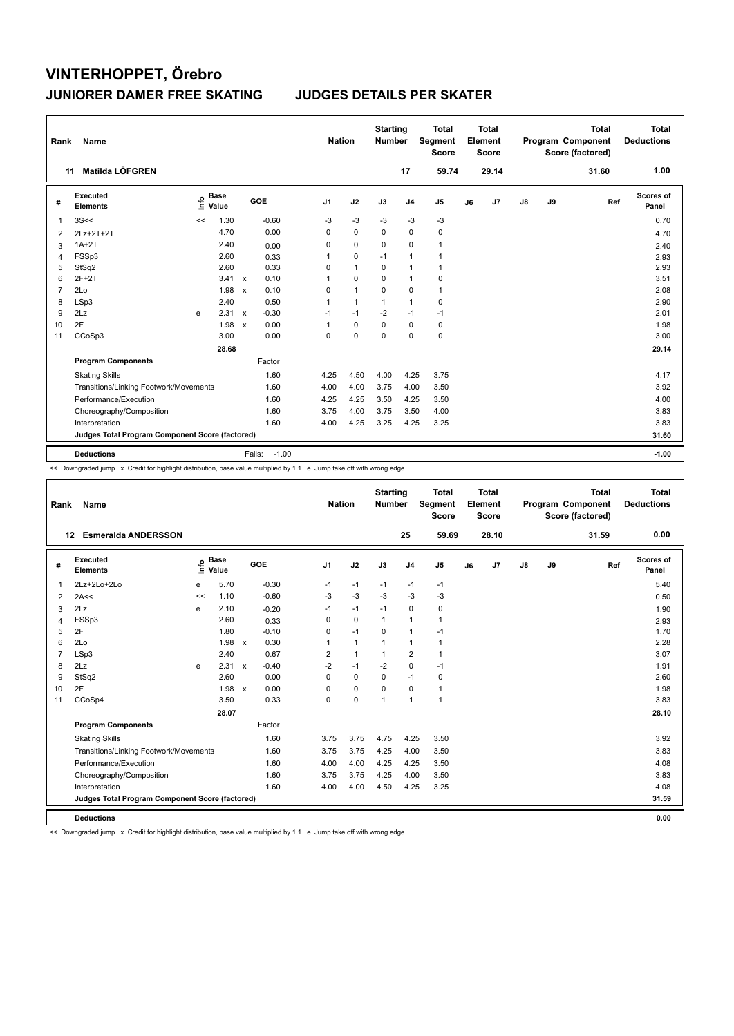# VINTERHOPPET, Örebro

## JUNIORER DAMER FREE SKATING — JUDGES DETAILS PER SKATER

| Rank | Name | Nation | Starting Number | Total Segment Score | Total Element Score | Total Program Component Score (factored) | Total Deductions |
|---|---|---|---|---|---|---|---|
| 11 | Matilda LÖFGREN | | 17 | 59.74 | 29.14 | 31.60 | 1.00 |

| # | Executed Elements | Info | Base Value | | GOE | J1 | J2 | J3 | J4 | J5 | J6 | J7 | J8 | J9 | Ref | Scores of Panel |
|---|---|---|---|---|---|---|---|---|---|---|---|---|---|---|---|---|
| 1 | 3S<< | << | 1.30 | | -0.60 | -3 | -3 | -3 | -3 | -3 | | | | | | 0.70 |
| 2 | 2Lz+2T+2T | | 4.70 | | 0.00 | 0 | 0 | 0 | 0 | 0 | | | | | | 4.70 |
| 3 | 1A+2T | | 2.40 | | 0.00 | 0 | 0 | 0 | 0 | 1 | | | | | | 2.40 |
| 4 | FSSp3 | | 2.60 | | 0.33 | 1 | 0 | -1 | 1 | 1 | | | | | | 2.93 |
| 5 | StSq2 | | 2.60 | | 0.33 | 0 | 1 | 0 | 1 | 1 | | | | | | 2.93 |
| 6 | 2F+2T | | 3.41 | x | 0.10 | 1 | 0 | 0 | 1 | 0 | | | | | | 3.51 |
| 7 | 2Lo | | 1.98 | x | 0.10 | 0 | 1 | 0 | 0 | 1 | | | | | | 2.08 |
| 8 | LSp3 | | 2.40 | | 0.50 | 1 | 1 | 1 | 1 | 0 | | | | | | 2.90 |
| 9 | 2Lz | e | 2.31 | x | -0.30 | -1 | -1 | -2 | -1 | -1 | | | | | | 2.01 |
| 10 | 2F | | 1.98 | x | 0.00 | 1 | 0 | 0 | 0 | 0 | | | | | | 1.98 |
| 11 | CCoSp3 | | 3.00 | | 0.00 | 0 | 0 | 0 | 0 | 0 | | | | | | 3.00 |
| | | | 28.68 | | | | | | | | | | | | | 29.14 |
| | **Program Components** | | | | Factor | | | | | | | | | | | |
| | Skating Skills | | | | 1.60 | 4.25 | 4.50 | 4.00 | 4.25 | 3.75 | | | | | | 4.17 |
| | Transitions/Linking Footwork/Movements | | | | 1.60 | 4.00 | 4.00 | 3.75 | 4.00 | 3.50 | | | | | | 3.92 |
| | Performance/Execution | | | | 1.60 | 4.25 | 4.25 | 3.50 | 4.25 | 3.50 | | | | | | 4.00 |
| | Choreography/Composition | | | | 1.60 | 3.75 | 4.00 | 3.75 | 3.50 | 4.00 | | | | | | 3.83 |
| | Interpretation | | | | 1.60 | 4.00 | 4.25 | 3.25 | 4.25 | 3.25 | | | | | | 3.83 |
| | **Judges Total Program Component Score (factored)** | | | | | | | | | | | | | | | 31.60 |
| | **Deductions** | | | | Falls: -1.00 | | | | | | | | | | | -1.00 |

<< Downgraded jump x Credit for highlight distribution, base value multiplied by 1.1 e Jump take off with wrong edge

| Rank | Name | Nation | Starting Number | Total Segment Score | Total Element Score | Total Program Component Score (factored) | Total Deductions |
|---|---|---|---|---|---|---|---|
| 12 | Esmeralda ANDERSSON | | 25 | 59.69 | 28.10 | 31.59 | 0.00 |

| # | Executed Elements | Info | Base Value | | GOE | J1 | J2 | J3 | J4 | J5 | J6 | J7 | J8 | J9 | Ref | Scores of Panel |
|---|---|---|---|---|---|---|---|---|---|---|---|---|---|---|---|---|
| 1 | 2Lz+2Lo+2Lo | e | 5.70 | | -0.30 | -1 | -1 | -1 | -1 | -1 | | | | | | 5.40 |
| 2 | 2A<< | << | 1.10 | | -0.60 | -3 | -3 | -3 | -3 | -3 | | | | | | 0.50 |
| 3 | 2Lz | e | 2.10 | | -0.20 | -1 | -1 | -1 | 0 | 0 | | | | | | 1.90 |
| 4 | FSSp3 | | 2.60 | | 0.33 | 0 | 0 | 1 | 1 | 1 | | | | | | 2.93 |
| 5 | 2F | | 1.80 | | -0.10 | 0 | -1 | 0 | 1 | -1 | | | | | | 1.70 |
| 6 | 2Lo | | 1.98 | x | 0.30 | 1 | 1 | 1 | 1 | 1 | | | | | | 2.28 |
| 7 | LSp3 | | 2.40 | | 0.67 | 2 | 1 | 1 | 2 | 1 | | | | | | 3.07 |
| 8 | 2Lz | e | 2.31 | x | -0.40 | -2 | -1 | -2 | 0 | -1 | | | | | | 1.91 |
| 9 | StSq2 | | 2.60 | | 0.00 | 0 | 0 | 0 | -1 | 0 | | | | | | 2.60 |
| 10 | 2F | | 1.98 | x | 0.00 | 0 | 0 | 0 | 0 | 1 | | | | | | 1.98 |
| 11 | CCoSp4 | | 3.50 | | 0.33 | 0 | 0 | 1 | 1 | 1 | | | | | | 3.83 |
| | | | 28.07 | | | | | | | | | | | | | 28.10 |
| | **Program Components** | | | | Factor | | | | | | | | | | | |
| | Skating Skills | | | | 1.60 | 3.75 | 3.75 | 4.75 | 4.25 | 3.50 | | | | | | 3.92 |
| | Transitions/Linking Footwork/Movements | | | | 1.60 | 3.75 | 3.75 | 4.25 | 4.00 | 3.50 | | | | | | 3.83 |
| | Performance/Execution | | | | 1.60 | 4.00 | 4.00 | 4.25 | 4.25 | 3.50 | | | | | | 4.08 |
| | Choreography/Composition | | | | 1.60 | 3.75 | 3.75 | 4.25 | 4.00 | 3.50 | | | | | | 3.83 |
| | Interpretation | | | | 1.60 | 4.00 | 4.00 | 4.50 | 4.25 | 3.25 | | | | | | 4.08 |
| | **Judges Total Program Component Score (factored)** | | | | | | | | | | | | | | | 31.59 |
| | **Deductions** | | | | | | | | | | | | | | | 0.00 |

<< Downgraded jump x Credit for highlight distribution, base value multiplied by 1.1 e Jump take off with wrong edge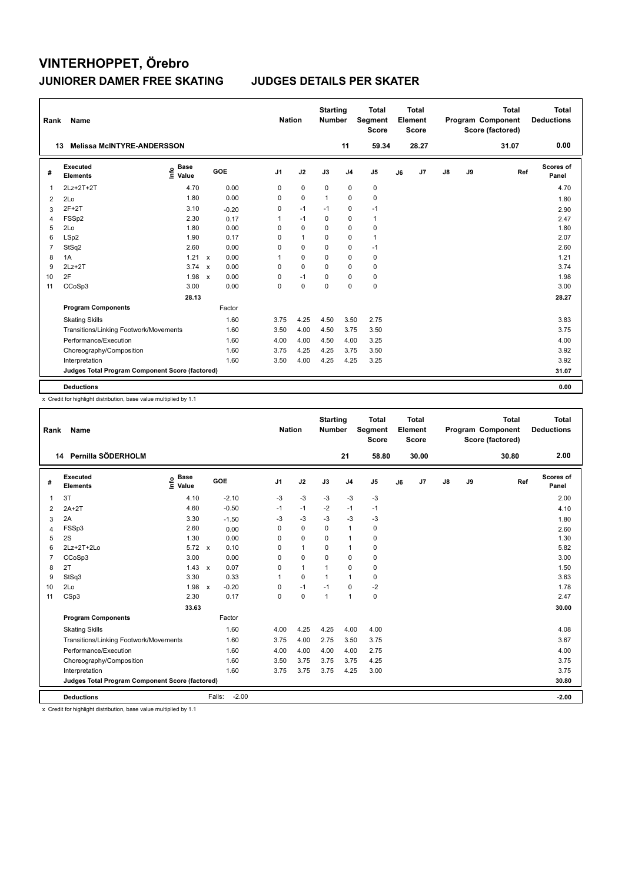# VINTERHOPPET, Örebro

## JUNIORER DAMER FREE SKATING — JUDGES DETAILS PER SKATER

| Rank | Name | Nation | Starting Number | Total Segment Score | Total Element Score | Total Program Component Score (factored) | Total Deductions |
|---|---|---|---|---|---|---|---|
| 13 | Melissa McINTYRE-ANDERSSON | | 11 | 59.34 | 28.27 | 31.07 | 0.00 |

| # | Executed Elements | Info | Base Value | | GOE | J1 | J2 | J3 | J4 | J5 | J6 | J7 | J8 | J9 | Ref | Scores of Panel |
|---|---|---|---|---|---|---|---|---|---|---|---|---|---|---|---|---|
| 1 | 2Lz+2T+2T | | 4.70 | | 0.00 | 0 | 0 | 0 | 0 | 0 | | | | | | 4.70 |
| 2 | 2Lo | | 1.80 | | 0.00 | 0 | 0 | 1 | 0 | 0 | | | | | | 1.80 |
| 3 | 2F+2T | | 3.10 | | -0.20 | 0 | -1 | -1 | 0 | -1 | | | | | | 2.90 |
| 4 | FSSp2 | | 2.30 | | 0.17 | 1 | -1 | 0 | 0 | 1 | | | | | | 2.47 |
| 5 | 2Lo | | 1.80 | | 0.00 | 0 | 0 | 0 | 0 | 0 | | | | | | 1.80 |
| 6 | LSp2 | | 1.90 | | 0.17 | 0 | 1 | 0 | 0 | 1 | | | | | | 2.07 |
| 7 | StSq2 | | 2.60 | | 0.00 | 0 | 0 | 0 | 0 | -1 | | | | | | 2.60 |
| 8 | 1A | | 1.21 | x | 0.00 | 1 | 0 | 0 | 0 | 0 | | | | | | 1.21 |
| 9 | 2Lz+2T | | 3.74 | x | 0.00 | 0 | 0 | 0 | 0 | 0 | | | | | | 3.74 |
| 10 | 2F | | 1.98 | x | 0.00 | 0 | -1 | 0 | 0 | 0 | | | | | | 1.98 |
| 11 | CCoSp3 | | 3.00 | | 0.00 | 0 | 0 | 0 | 0 | 0 | | | | | | 3.00 |
| | | | 28.13 | | | | | | | | | | | | | 28.27 |
| | **Program Components** | | | | Factor | | | | | | | | | | | |
| | Skating Skills | | | | 1.60 | 3.75 | 4.25 | 4.50 | 3.50 | 2.75 | | | | | | 3.83 |
| | Transitions/Linking Footwork/Movements | | | | 1.60 | 3.50 | 4.00 | 4.50 | 3.75 | 3.50 | | | | | | 3.75 |
| | Performance/Execution | | | | 1.60 | 4.00 | 4.00 | 4.50 | 4.00 | 3.25 | | | | | | 4.00 |
| | Choreography/Composition | | | | 1.60 | 3.75 | 4.25 | 4.25 | 3.75 | 3.50 | | | | | | 3.92 |
| | Interpretation | | | | 1.60 | 3.50 | 4.00 | 4.25 | 4.25 | 3.25 | | | | | | 3.92 |
| | **Judges Total Program Component Score (factored)** | | | | | | | | | | | | | | | 31.07 |
| | **Deductions** | | | | | | | | | | | | | | | 0.00 |

x Credit for highlight distribution, base value multiplied by 1.1

| Rank | Name | Nation | Starting Number | Total Segment Score | Total Element Score | Total Program Component Score (factored) | Total Deductions |
|---|---|---|---|---|---|---|---|
| 14 | Pernilla SÖDERHOLM | | 21 | 58.80 | 30.00 | 30.80 | 2.00 |

| # | Executed Elements | Info | Base Value | | GOE | J1 | J2 | J3 | J4 | J5 | J6 | J7 | J8 | J9 | Ref | Scores of Panel |
|---|---|---|---|---|---|---|---|---|---|---|---|---|---|---|---|---|
| 1 | 3T | | 4.10 | | -2.10 | -3 | -3 | -3 | -3 | -3 | | | | | | 2.00 |
| 2 | 2A+2T | | 4.60 | | -0.50 | -1 | -1 | -2 | -1 | -1 | | | | | | 4.10 |
| 3 | 2A | | 3.30 | | -1.50 | -3 | -3 | -3 | -3 | -3 | | | | | | 1.80 |
| 4 | FSSp3 | | 2.60 | | 0.00 | 0 | 0 | 0 | 1 | 0 | | | | | | 2.60 |
| 5 | 2S | | 1.30 | | 0.00 | 0 | 0 | 0 | 1 | 0 | | | | | | 1.30 |
| 6 | 2Lz+2T+2Lo | | 5.72 | x | 0.10 | 0 | 1 | 0 | 1 | 0 | | | | | | 5.82 |
| 7 | CCoSp3 | | 3.00 | | 0.00 | 0 | 0 | 0 | 0 | 0 | | | | | | 3.00 |
| 8 | 2T | | 1.43 | x | 0.07 | 0 | 1 | 1 | 0 | 0 | | | | | | 1.50 |
| 9 | StSq3 | | 3.30 | | 0.33 | 1 | 0 | 1 | 1 | 0 | | | | | | 3.63 |
| 10 | 2Lo | | 1.98 | x | -0.20 | 0 | -1 | -1 | 0 | -2 | | | | | | 1.78 |
| 11 | CSp3 | | 2.30 | | 0.17 | 0 | 0 | 1 | 1 | 0 | | | | | | 2.47 |
| | | | 33.63 | | | | | | | | | | | | | 30.00 |
| | **Program Components** | | | | Factor | | | | | | | | | | | |
| | Skating Skills | | | | 1.60 | 4.00 | 4.25 | 4.25 | 4.00 | 4.00 | | | | | | 4.08 |
| | Transitions/Linking Footwork/Movements | | | | 1.60 | 3.75 | 4.00 | 2.75 | 3.50 | 3.75 | | | | | | 3.67 |
| | Performance/Execution | | | | 1.60 | 4.00 | 4.00 | 4.00 | 4.00 | 2.75 | | | | | | 4.00 |
| | Choreography/Composition | | | | 1.60 | 3.50 | 3.75 | 3.75 | 3.75 | 4.25 | | | | | | 3.75 |
| | Interpretation | | | | 1.60 | 3.75 | 3.75 | 3.75 | 4.25 | 3.00 | | | | | | 3.75 |
| | **Judges Total Program Component Score (factored)** | | | | | | | | | | | | | | | 30.80 |
| | **Deductions** | | | | Falls: -2.00 | | | | | | | | | | | -2.00 |

x Credit for highlight distribution, base value multiplied by 1.1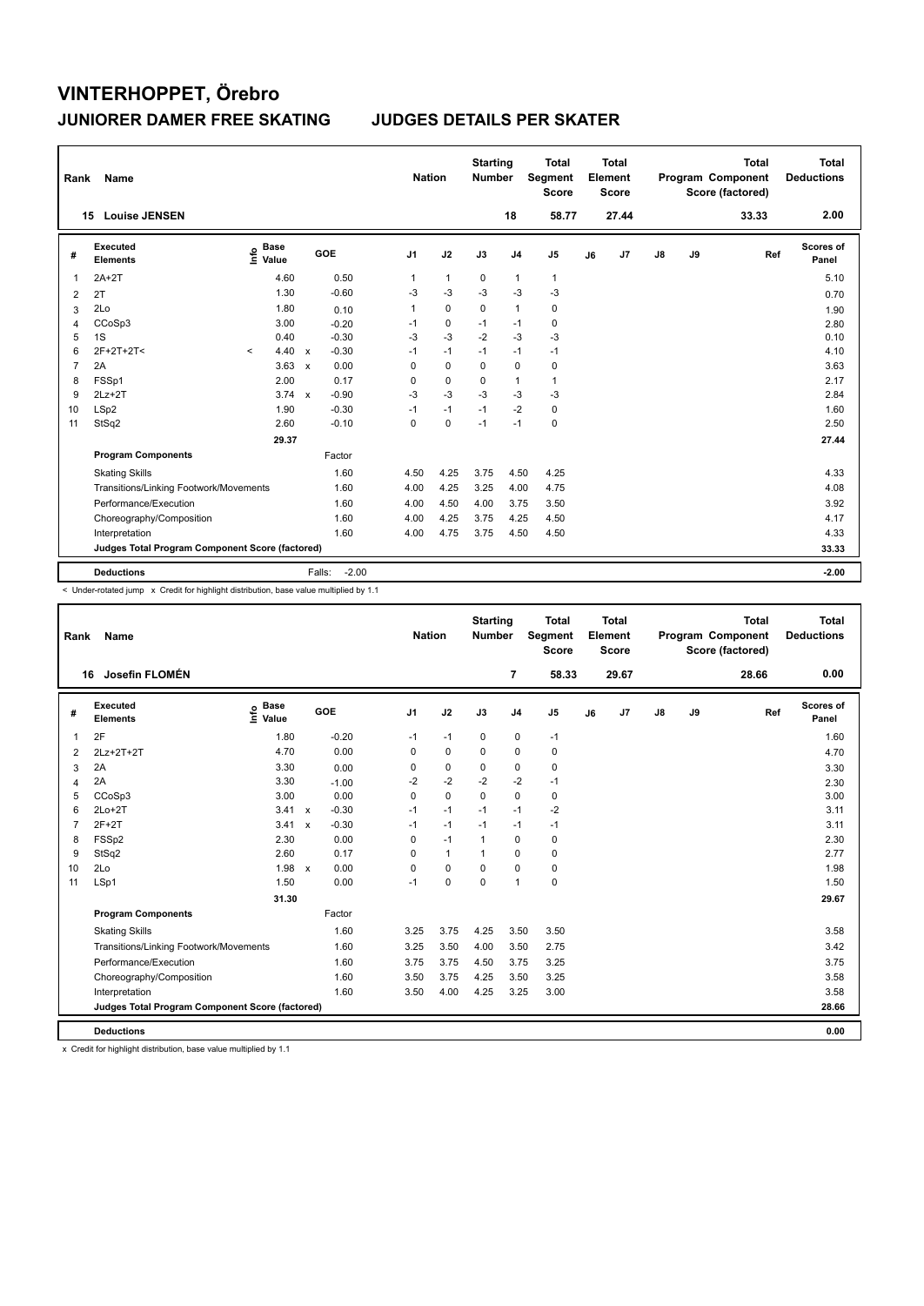# VINTERHOPPET, Örebro

## JUNIORER DAMER FREE SKATING — JUDGES DETAILS PER SKATER

| Rank | Name | Nation | Starting Number | Total Segment Score | Total Element Score | Total Program Component Score (factored) | Total Deductions |
|---|---|---|---|---|---|---|---|
| 15 | Louise JENSEN | | 18 | 58.77 | 27.44 | 33.33 | 2.00 |

| # | Executed Elements | Info | Base Value | | GOE | J1 | J2 | J3 | J4 | J5 | J6 | J7 | J8 | J9 | Ref | Scores of Panel |
|---|---|---|---|---|---|---|---|---|---|---|---|---|---|---|---|---|
| 1 | 2A+2T | | 4.60 | | 0.50 | 1 | 1 | 0 | 1 | 1 | | | | | | 5.10 |
| 2 | 2T | | 1.30 | | -0.60 | -3 | -3 | -3 | -3 | -3 | | | | | | 0.70 |
| 3 | 2Lo | | 1.80 | | 0.10 | 1 | 0 | 0 | 1 | 0 | | | | | | 1.90 |
| 4 | CCoSp3 | | 3.00 | | -0.20 | -1 | 0 | -1 | -1 | 0 | | | | | | 2.80 |
| 5 | 1S | | 0.40 | | -0.30 | -3 | -3 | -2 | -3 | -3 | | | | | | 0.10 |
| 6 | 2F+2T+2T< | < | 4.40 | x | -0.30 | -1 | -1 | -1 | -1 | -1 | | | | | | 4.10 |
| 7 | 2A | | 3.63 | x | 0.00 | 0 | 0 | 0 | 0 | 0 | | | | | | 3.63 |
| 8 | FSSp1 | | 2.00 | | 0.17 | 0 | 0 | 0 | 1 | 1 | | | | | | 2.17 |
| 9 | 2Lz+2T | | 3.74 | x | -0.90 | -3 | -3 | -3 | -3 | -3 | | | | | | 2.84 |
| 10 | LSp2 | | 1.90 | | -0.30 | -1 | -1 | -1 | -2 | 0 | | | | | | 1.60 |
| 11 | StSq2 | | 2.60 | | -0.10 | 0 | 0 | -1 | -1 | 0 | | | | | | 2.50 |
| | | | 29.37 | | | | | | | | | | | | | 27.44 |
| | **Program Components** | | | | Factor | | | | | | | | | | | |
| | Skating Skills | | | | 1.60 | 4.50 | 4.25 | 3.75 | 4.50 | 4.25 | | | | | | 4.33 |
| | Transitions/Linking Footwork/Movements | | | | 1.60 | 4.00 | 4.25 | 3.25 | 4.00 | 4.75 | | | | | | 4.08 |
| | Performance/Execution | | | | 1.60 | 4.00 | 4.50 | 4.00 | 3.75 | 3.50 | | | | | | 3.92 |
| | Choreography/Composition | | | | 1.60 | 4.00 | 4.25 | 3.75 | 4.25 | 4.50 | | | | | | 4.17 |
| | Interpretation | | | | 1.60 | 4.00 | 4.75 | 3.75 | 4.50 | 4.50 | | | | | | 4.33 |
| | **Judges Total Program Component Score (factored)** | | | | | | | | | | | | | | | 33.33 |
| | **Deductions** | | | | Falls: -2.00 | | | | | | | | | | | -2.00 |

< Under-rotated jump x Credit for highlight distribution, base value multiplied by 1.1

| Rank | Name | Nation | Starting Number | Total Segment Score | Total Element Score | Total Program Component Score (factored) | Total Deductions |
|---|---|---|---|---|---|---|---|
| 16 | Josefin FLOMÉN | | 7 | 58.33 | 29.67 | 28.66 | 0.00 |

| # | Executed Elements | Info | Base Value | | GOE | J1 | J2 | J3 | J4 | J5 | J6 | J7 | J8 | J9 | Ref | Scores of Panel |
|---|---|---|---|---|---|---|---|---|---|---|---|---|---|---|---|---|
| 1 | 2F | | 1.80 | | -0.20 | -1 | -1 | 0 | 0 | -1 | | | | | | 1.60 |
| 2 | 2Lz+2T+2T | | 4.70 | | 0.00 | 0 | 0 | 0 | 0 | 0 | | | | | | 4.70 |
| 3 | 2A | | 3.30 | | 0.00 | 0 | 0 | 0 | 0 | 0 | | | | | | 3.30 |
| 4 | 2A | | 3.30 | | -1.00 | -2 | -2 | -2 | -2 | -1 | | | | | | 2.30 |
| 5 | CCoSp3 | | 3.00 | | 0.00 | 0 | 0 | 0 | 0 | 0 | | | | | | 3.00 |
| 6 | 2Lo+2T | | 3.41 | x | -0.30 | -1 | -1 | -1 | -1 | -2 | | | | | | 3.11 |
| 7 | 2F+2T | | 3.41 | x | -0.30 | -1 | -1 | -1 | -1 | -1 | | | | | | 3.11 |
| 8 | FSSp2 | | 2.30 | | 0.00 | 0 | -1 | 1 | 0 | 0 | | | | | | 2.30 |
| 9 | StSq2 | | 2.60 | | 0.17 | 0 | 1 | 1 | 0 | 0 | | | | | | 2.77 |
| 10 | 2Lo | | 1.98 | x | 0.00 | 0 | 0 | 0 | 0 | 0 | | | | | | 1.98 |
| 11 | LSp1 | | 1.50 | | 0.00 | -1 | 0 | 0 | 1 | 0 | | | | | | 1.50 |
| | | | 31.30 | | | | | | | | | | | | | 29.67 |
| | **Program Components** | | | | Factor | | | | | | | | | | | |
| | Skating Skills | | | | 1.60 | 3.25 | 3.75 | 4.25 | 3.50 | 3.50 | | | | | | 3.58 |
| | Transitions/Linking Footwork/Movements | | | | 1.60 | 3.25 | 3.50 | 4.00 | 3.50 | 2.75 | | | | | | 3.42 |
| | Performance/Execution | | | | 1.60 | 3.75 | 3.75 | 4.50 | 3.75 | 3.25 | | | | | | 3.75 |
| | Choreography/Composition | | | | 1.60 | 3.50 | 3.75 | 4.25 | 3.50 | 3.25 | | | | | | 3.58 |
| | Interpretation | | | | 1.60 | 3.50 | 4.00 | 4.25 | 3.25 | 3.00 | | | | | | 3.58 |
| | **Judges Total Program Component Score (factored)** | | | | | | | | | | | | | | | 28.66 |
| | **Deductions** | | | | | | | | | | | | | | | 0.00 |

x Credit for highlight distribution, base value multiplied by 1.1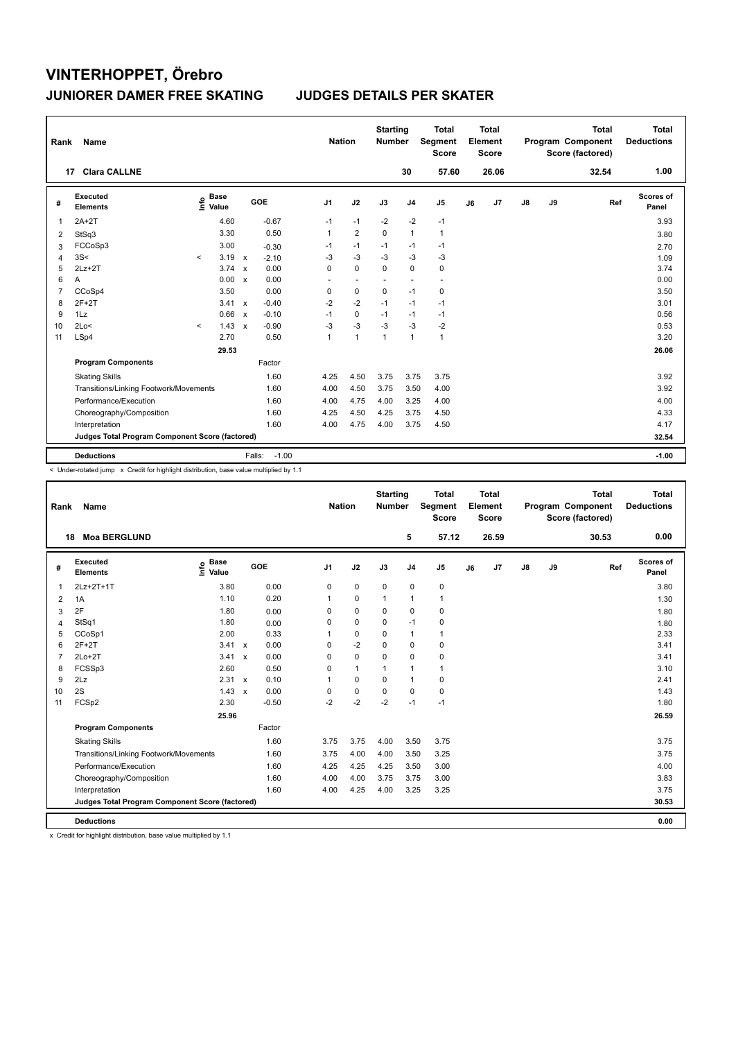# VINTERHOPPET, Örebro

## JUNIORER DAMER FREE SKATING — JUDGES DETAILS PER SKATER

| Rank | Name | Nation | Starting Number | Total Segment Score | Total Element Score | Total Program Component Score (factored) | Total Deductions |
|---|---|---|---|---|---|---|---|
| 17 | Clara CALLNE | | 30 | 57.60 | 26.06 | 32.54 | 1.00 |

| # | Executed Elements | Info | Base Value | | GOE | J1 | J2 | J3 | J4 | J5 | J6 | J7 | J8 | J9 | Ref | Scores of Panel |
|---|---|---|---|---|---|---|---|---|---|---|---|---|---|---|---|---|
| 1 | 2A+2T | | 4.60 | | -0.67 | -1 | -1 | -2 | -2 | -1 | | | | | | 3.93 |
| 2 | StSq3 | | 3.30 | | 0.50 | 1 | 2 | 0 | 1 | 1 | | | | | | 3.80 |
| 3 | FCCoSp3 | | 3.00 | | -0.30 | -1 | -1 | -1 | -1 | -1 | | | | | | 2.70 |
| 4 | 3S< | < | 3.19 | x | -2.10 | -3 | -3 | -3 | -3 | -3 | | | | | | 1.09 |
| 5 | 2Lz+2T | | 3.74 | x | 0.00 | 0 | 0 | 0 | 0 | 0 | | | | | | 3.74 |
| 6 | A | | 0.00 | x | 0.00 | - | - | - | - | - | | | | | | 0.00 |
| 7 | CCoSp4 | | 3.50 | | 0.00 | 0 | 0 | 0 | -1 | 0 | | | | | | 3.50 |
| 8 | 2F+2T | | 3.41 | x | -0.40 | -2 | -2 | -1 | -1 | -1 | | | | | | 3.01 |
| 9 | 1Lz | | 0.66 | x | -0.10 | -1 | 0 | -1 | -1 | -1 | | | | | | 0.56 |
| 10 | 2Lo< | < | 1.43 | x | -0.90 | -3 | -3 | -3 | -3 | -2 | | | | | | 0.53 |
| 11 | LSp4 | | 2.70 | | 0.50 | 1 | 1 | 1 | 1 | 1 | | | | | | 3.20 |
| | | | 29.53 | | | | | | | | | | | | | 26.06 |

| Program Components | Factor | J1 | J2 | J3 | J4 | J5 | J6 | J7 | J8 | J9 | Scores of Panel |
|---|---|---|---|---|---|---|---|---|---|---|---|
| Skating Skills | 1.60 | 4.25 | 4.50 | 3.75 | 3.75 | 3.75 | | | | | 3.92 |
| Transitions/Linking Footwork/Movements | 1.60 | 4.00 | 4.50 | 3.75 | 3.50 | 4.00 | | | | | 3.92 |
| Performance/Execution | 1.60 | 4.00 | 4.75 | 4.00 | 3.25 | 4.00 | | | | | 4.00 |
| Choreography/Composition | 1.60 | 4.25 | 4.50 | 4.25 | 3.75 | 4.50 | | | | | 4.33 |
| Interpretation | 1.60 | 4.00 | 4.75 | 4.00 | 3.75 | 4.50 | | | | | 4.17 |
| Judges Total Program Component Score (factored) | | | | | | | | | | | 32.54 |
| Deductions | Falls: -1.00 | | | | | | | | | | -1.00 |

< Under-rotated jump x Credit for highlight distribution, base value multiplied by 1.1

| Rank | Name | Nation | Starting Number | Total Segment Score | Total Element Score | Total Program Component Score (factored) | Total Deductions |
|---|---|---|---|---|---|---|---|
| 18 | Moa BERGLUND | | 5 | 57.12 | 26.59 | 30.53 | 0.00 |

| # | Executed Elements | Info | Base Value | | GOE | J1 | J2 | J3 | J4 | J5 | J6 | J7 | J8 | J9 | Ref | Scores of Panel |
|---|---|---|---|---|---|---|---|---|---|---|---|---|---|---|---|---|
| 1 | 2Lz+2T+1T | | 3.80 | | 0.00 | 0 | 0 | 0 | 0 | 0 | | | | | | 3.80 |
| 2 | 1A | | 1.10 | | 0.20 | 1 | 0 | 1 | 1 | 1 | | | | | | 1.30 |
| 3 | 2F | | 1.80 | | 0.00 | 0 | 0 | 0 | 0 | 0 | | | | | | 1.80 |
| 4 | StSq1 | | 1.80 | | 0.00 | 0 | 0 | 0 | -1 | 0 | | | | | | 1.80 |
| 5 | CCoSp1 | | 2.00 | | 0.33 | 1 | 0 | 0 | 1 | 1 | | | | | | 2.33 |
| 6 | 2F+2T | | 3.41 | x | 0.00 | 0 | -2 | 0 | 0 | 0 | | | | | | 3.41 |
| 7 | 2Lo+2T | | 3.41 | x | 0.00 | 0 | 0 | 0 | 0 | 0 | | | | | | 3.41 |
| 8 | FCSSp3 | | 2.60 | | 0.50 | 0 | 1 | 1 | 1 | 1 | | | | | | 3.10 |
| 9 | 2Lz | | 2.31 | x | 0.10 | 1 | 0 | 0 | 1 | 0 | | | | | | 2.41 |
| 10 | 2S | | 1.43 | x | 0.00 | 0 | 0 | 0 | 0 | 0 | | | | | | 1.43 |
| 11 | FCSp2 | | 2.30 | | -0.50 | -2 | -2 | -2 | -1 | -1 | | | | | | 1.80 |
| | | | 25.96 | | | | | | | | | | | | | 26.59 |

| Program Components | Factor | J1 | J2 | J3 | J4 | J5 | J6 | J7 | J8 | J9 | Scores of Panel |
|---|---|---|---|---|---|---|---|---|---|---|---|
| Skating Skills | 1.60 | 3.75 | 3.75 | 4.00 | 3.50 | 3.75 | | | | | 3.75 |
| Transitions/Linking Footwork/Movements | 1.60 | 3.75 | 4.00 | 4.00 | 3.50 | 3.25 | | | | | 3.75 |
| Performance/Execution | 1.60 | 4.25 | 4.25 | 4.25 | 3.50 | 3.00 | | | | | 4.00 |
| Choreography/Composition | 1.60 | 4.00 | 4.00 | 3.75 | 3.75 | 3.00 | | | | | 3.83 |
| Interpretation | 1.60 | 4.00 | 4.25 | 4.00 | 3.25 | 3.25 | | | | | 3.75 |
| Judges Total Program Component Score (factored) | | | | | | | | | | | 30.53 |
| Deductions | | | | | | | | | | | 0.00 |

x Credit for highlight distribution, base value multiplied by 1.1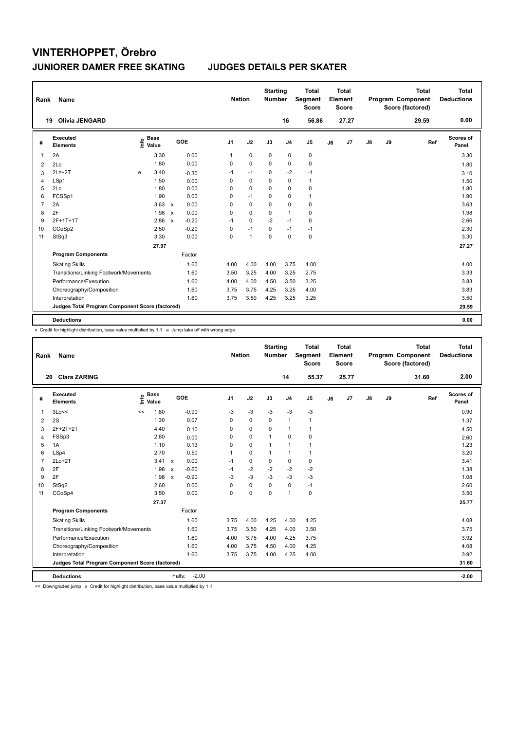# VINTERHOPPET, Örebro

## JUNIORER DAMER FREE SKATING — JUDGES DETAILS PER SKATER

| Rank | Name | Nation | Starting Number | Total Segment Score | Total Element Score | Total Program Component Score (factored) | Total Deductions |
|---|---|---|---|---|---|---|---|
| 19 | Olivia JENGARD | | 16 | 56.86 | 27.27 | 29.59 | 0.00 |

| # | Executed Elements | Info | Base Value | | GOE | J1 | J2 | J3 | J4 | J5 | J6 | J7 | J8 | J9 | Ref | Scores of Panel |
|---|---|---|---|---|---|---|---|---|---|---|---|---|---|---|---|---|
| 1 | 2A | | 3.30 | | 0.00 | 1 | 0 | 0 | 0 | 0 | | | | | | 3.30 |
| 2 | 2Lo | | 1.80 | | 0.00 | 0 | 0 | 0 | 0 | 0 | | | | | | 1.80 |
| 3 | 2Lz+2T | e | 3.40 | | -0.30 | -1 | -1 | 0 | -2 | -1 | | | | | | 3.10 |
| 4 | LSp1 | | 1.50 | | 0.00 | 0 | 0 | 0 | 0 | 1 | | | | | | 1.50 |
| 5 | 2Lo | | 1.80 | | 0.00 | 0 | 0 | 0 | 0 | 0 | | | | | | 1.80 |
| 6 | FCSSp1 | | 1.90 | | 0.00 | 0 | -1 | 0 | 0 | 1 | | | | | | 1.90 |
| 7 | 2A | | 3.63 | x | 0.00 | 0 | 0 | 0 | 0 | 0 | | | | | | 3.63 |
| 8 | 2F | | 1.98 | x | 0.00 | 0 | 0 | 0 | 1 | 0 | | | | | | 1.98 |
| 9 | 2F+1T+1T | | 2.86 | x | -0.20 | -1 | 0 | -2 | -1 | 0 | | | | | | 2.66 |
| 10 | CCoSp2 | | 2.50 | | -0.20 | 0 | -1 | 0 | -1 | -1 | | | | | | 2.30 |
| 11 | StSq3 | | 3.30 | | 0.00 | 0 | 1 | 0 | 0 | 0 | | | | | | 3.30 |
| | | | 27.97 | | | | | | | | | | | | | 27.27 |
| | **Program Components** | | | | Factor | | | | | | | | | | | |
| | Skating Skills | | | | 1.60 | 4.00 | 4.00 | 4.00 | 3.75 | 4.00 | | | | | | 4.00 |
| | Transitions/Linking Footwork/Movements | | | | 1.60 | 3.50 | 3.25 | 4.00 | 3.25 | 2.75 | | | | | | 3.33 |
| | Performance/Execution | | | | 1.60 | 4.00 | 4.00 | 4.50 | 3.50 | 3.25 | | | | | | 3.83 |
| | Choreography/Composition | | | | 1.60 | 3.75 | 3.75 | 4.25 | 3.25 | 4.00 | | | | | | 3.83 |
| | Interpretation | | | | 1.60 | 3.75 | 3.50 | 4.25 | 3.25 | 3.25 | | | | | | 3.50 |
| | **Judges Total Program Component Score (factored)** | | | | | | | | | | | | | | | 29.59 |
| | **Deductions** | | | | | | | | | | | | | | | 0.00 |

x Credit for highlight distribution, base value multiplied by 1.1 e Jump take off with wrong edge

| Rank | Name | Nation | Starting Number | Total Segment Score | Total Element Score | Total Program Component Score (factored) | Total Deductions |
|---|---|---|---|---|---|---|---|
| 20 | Clara ZARING | | 14 | 55.37 | 25.77 | 31.60 | 2.00 |

| # | Executed Elements | Info | Base Value | | GOE | J1 | J2 | J3 | J4 | J5 | J6 | J7 | J8 | J9 | Ref | Scores of Panel |
|---|---|---|---|---|---|---|---|---|---|---|---|---|---|---|---|---|
| 1 | 3Lo<< | << | 1.80 | | -0.90 | -3 | -3 | -3 | -3 | -3 | | | | | | 0.90 |
| 2 | 2S | | 1.30 | | 0.07 | 0 | 0 | 0 | 1 | 1 | | | | | | 1.37 |
| 3 | 2F+2T+2T | | 4.40 | | 0.10 | 0 | 0 | 0 | 1 | 1 | | | | | | 4.50 |
| 4 | FSSp3 | | 2.60 | | 0.00 | 0 | 0 | 1 | 0 | 0 | | | | | | 2.60 |
| 5 | 1A | | 1.10 | | 0.13 | 0 | 0 | 1 | 1 | 1 | | | | | | 1.23 |
| 6 | LSp4 | | 2.70 | | 0.50 | 1 | 0 | 1 | 1 | 1 | | | | | | 3.20 |
| 7 | 2Lo+2T | | 3.41 | x | 0.00 | -1 | 0 | 0 | 0 | 0 | | | | | | 3.41 |
| 8 | 2F | | 1.98 | x | -0.60 | -1 | -2 | -2 | -2 | -2 | | | | | | 1.38 |
| 9 | 2F | | 1.98 | x | -0.90 | -3 | -3 | -3 | -3 | -3 | | | | | | 1.08 |
| 10 | StSq2 | | 2.60 | | 0.00 | 0 | 0 | 0 | 0 | -1 | | | | | | 2.60 |
| 11 | CCoSp4 | | 3.50 | | 0.00 | 0 | 0 | 0 | 1 | 0 | | | | | | 3.50 |
| | | | 27.37 | | | | | | | | | | | | | 25.77 |
| | **Program Components** | | | | Factor | | | | | | | | | | | |
| | Skating Skills | | | | 1.60 | 3.75 | 4.00 | 4.25 | 4.00 | 4.25 | | | | | | 4.08 |
| | Transitions/Linking Footwork/Movements | | | | 1.60 | 3.75 | 3.50 | 4.25 | 4.00 | 3.50 | | | | | | 3.75 |
| | Performance/Execution | | | | 1.60 | 4.00 | 3.75 | 4.00 | 4.25 | 3.75 | | | | | | 3.92 |
| | Choreography/Composition | | | | 1.60 | 4.00 | 3.75 | 4.50 | 4.00 | 4.25 | | | | | | 4.08 |
| | Interpretation | | | | 1.60 | 3.75 | 3.75 | 4.00 | 4.25 | 4.00 | | | | | | 3.92 |
| | **Judges Total Program Component Score (factored)** | | | | | | | | | | | | | | | 31.60 |
| | **Deductions** | | | Falls: | -2.00 | | | | | | | | | | | -2.00 |

<< Downgraded jump x Credit for highlight distribution, base value multiplied by 1.1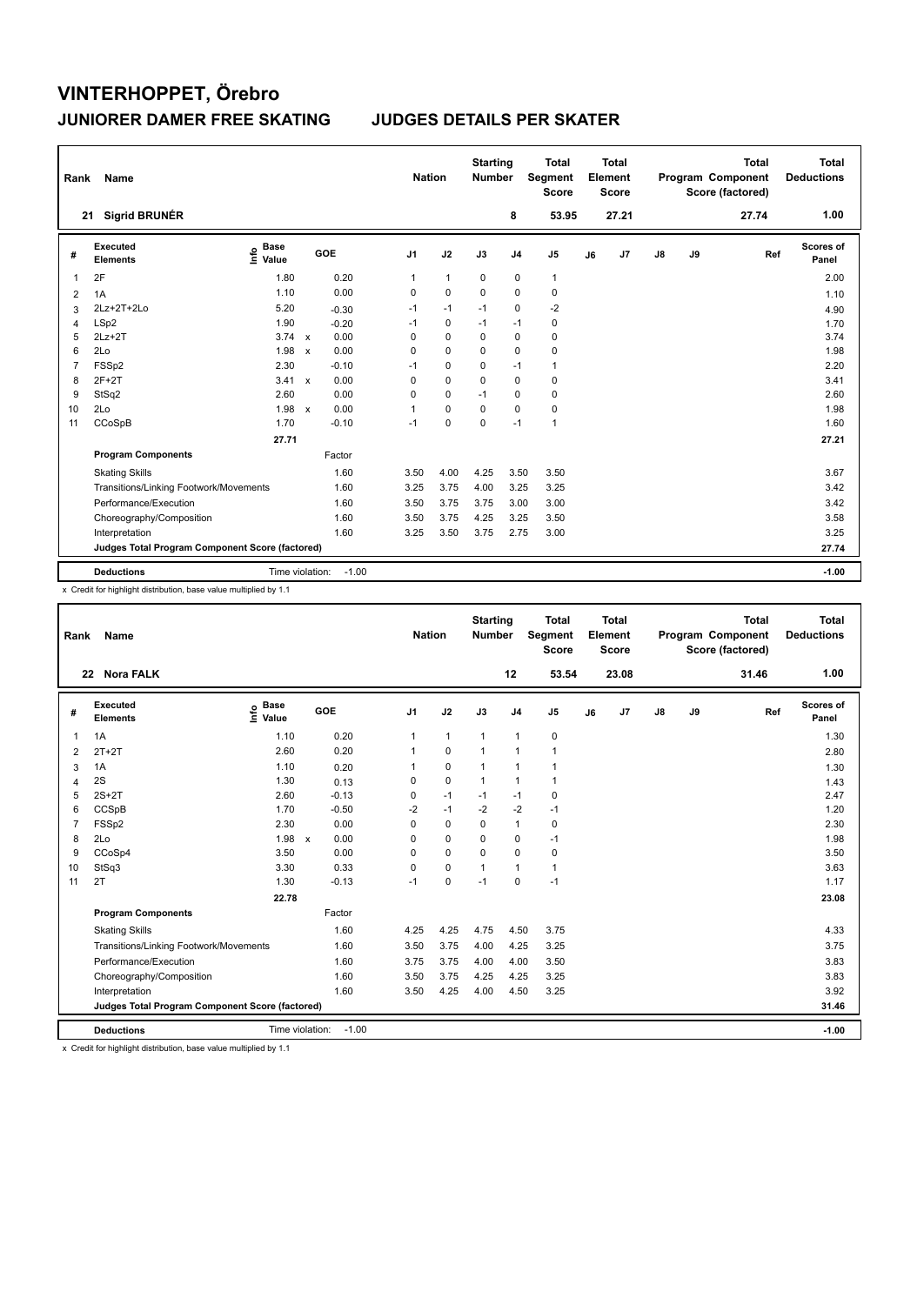# VINTERHOPPET, Örebro

## JUNIORER DAMER FREE SKATING — JUDGES DETAILS PER SKATER

| Rank | Name | Nation | Starting Number | Total Segment Score | Total Element Score | Total Program Component Score (factored) | Total Deductions |
|---|---|---|---|---|---|---|---|
| 21 | Sigrid BRUNÉR | | 8 | 53.95 | 27.21 | 27.74 | 1.00 |

| # | Executed Elements | Info | Base Value | | GOE | J1 | J2 | J3 | J4 | J5 | J6 | J7 | J8 | J9 | Ref | Scores of Panel |
|---|---|---|---|---|---|---|---|---|---|---|---|---|---|---|---|---|
| 1 | 2F | | 1.80 | | 0.20 | 1 | 1 | 0 | 0 | 1 | | | | | | 2.00 |
| 2 | 1A | | 1.10 | | 0.00 | 0 | 0 | 0 | 0 | 0 | | | | | | 1.10 |
| 3 | 2Lz+2T+2Lo | | 5.20 | | -0.30 | -1 | -1 | -1 | 0 | -2 | | | | | | 4.90 |
| 4 | LSp2 | | 1.90 | | -0.20 | -1 | 0 | -1 | -1 | 0 | | | | | | 1.70 |
| 5 | 2Lz+2T | | 3.74 | x | 0.00 | 0 | 0 | 0 | 0 | 0 | | | | | | 3.74 |
| 6 | 2Lo | | 1.98 | x | 0.00 | 0 | 0 | 0 | 0 | 0 | | | | | | 1.98 |
| 7 | FSSp2 | | 2.30 | | -0.10 | -1 | 0 | 0 | -1 | 1 | | | | | | 2.20 |
| 8 | 2F+2T | | 3.41 | x | 0.00 | 0 | 0 | 0 | 0 | 0 | | | | | | 3.41 |
| 9 | StSq2 | | 2.60 | | 0.00 | 0 | 0 | -1 | 0 | 0 | | | | | | 2.60 |
| 10 | 2Lo | | 1.98 | x | 0.00 | 1 | 0 | 0 | 0 | 0 | | | | | | 1.98 |
| 11 | CCoSpB | | 1.70 | | -0.10 | -1 | 0 | 0 | -1 | 1 | | | | | | 1.60 |
| | | | 27.71 | | | | | | | | | | | | | 27.21 |
| | **Program Components** | | | | Factor | | | | | | | | | | | |
| | Skating Skills | | | | 1.60 | 3.50 | 4.00 | 4.25 | 3.50 | 3.50 | | | | | | 3.67 |
| | Transitions/Linking Footwork/Movements | | | | 1.60 | 3.25 | 3.75 | 4.00 | 3.25 | 3.25 | | | | | | 3.42 |
| | Performance/Execution | | | | 1.60 | 3.50 | 3.75 | 3.75 | 3.00 | 3.00 | | | | | | 3.42 |
| | Choreography/Composition | | | | 1.60 | 3.50 | 3.75 | 4.25 | 3.25 | 3.50 | | | | | | 3.58 |
| | Interpretation | | | | 1.60 | 3.25 | 3.50 | 3.75 | 2.75 | 3.00 | | | | | | 3.25 |
| | **Judges Total Program Component Score (factored)** | | | | | | | | | | | | | | | 27.74 |
| | **Deductions** | | Time violation: | | -1.00 | | | | | | | | | | | -1.00 |

x Credit for highlight distribution, base value multiplied by 1.1

| Rank | Name | Nation | Starting Number | Total Segment Score | Total Element Score | Total Program Component Score (factored) | Total Deductions |
|---|---|---|---|---|---|---|---|
| 22 | Nora FALK | | 12 | 53.54 | 23.08 | 31.46 | 1.00 |

| # | Executed Elements | Info | Base Value | | GOE | J1 | J2 | J3 | J4 | J5 | J6 | J7 | J8 | J9 | Ref | Scores of Panel |
|---|---|---|---|---|---|---|---|---|---|---|---|---|---|---|---|---|
| 1 | 1A | | 1.10 | | 0.20 | 1 | 1 | 1 | 1 | 0 | | | | | | 1.30 |
| 2 | 2T+2T | | 2.60 | | 0.20 | 1 | 0 | 1 | 1 | 1 | | | | | | 2.80 |
| 3 | 1A | | 1.10 | | 0.20 | 1 | 0 | 1 | 1 | 1 | | | | | | 1.30 |
| 4 | 2S | | 1.30 | | 0.13 | 0 | 0 | 1 | 1 | 1 | | | | | | 1.43 |
| 5 | 2S+2T | | 2.60 | | -0.13 | 0 | -1 | -1 | -1 | 0 | | | | | | 2.47 |
| 6 | CCSpB | | 1.70 | | -0.50 | -2 | -1 | -2 | -2 | -1 | | | | | | 1.20 |
| 7 | FSSp2 | | 2.30 | | 0.00 | 0 | 0 | 0 | 1 | 0 | | | | | | 2.30 |
| 8 | 2Lo | | 1.98 | x | 0.00 | 0 | 0 | 0 | 0 | -1 | | | | | | 1.98 |
| 9 | CCoSp4 | | 3.50 | | 0.00 | 0 | 0 | 0 | 0 | 0 | | | | | | 3.50 |
| 10 | StSq3 | | 3.30 | | 0.33 | 0 | 0 | 1 | 1 | 1 | | | | | | 3.63 |
| 11 | 2T | | 1.30 | | -0.13 | -1 | 0 | -1 | 0 | -1 | | | | | | 1.17 |
| | | | 22.78 | | | | | | | | | | | | | 23.08 |
| | **Program Components** | | | | Factor | | | | | | | | | | | |
| | Skating Skills | | | | 1.60 | 4.25 | 4.25 | 4.75 | 4.50 | 3.75 | | | | | | 4.33 |
| | Transitions/Linking Footwork/Movements | | | | 1.60 | 3.50 | 3.75 | 4.00 | 4.25 | 3.25 | | | | | | 3.75 |
| | Performance/Execution | | | | 1.60 | 3.75 | 3.75 | 4.00 | 4.00 | 3.50 | | | | | | 3.83 |
| | Choreography/Composition | | | | 1.60 | 3.50 | 3.75 | 4.25 | 4.25 | 3.25 | | | | | | 3.83 |
| | Interpretation | | | | 1.60 | 3.50 | 4.25 | 4.00 | 4.50 | 3.25 | | | | | | 3.92 |
| | **Judges Total Program Component Score (factored)** | | | | | | | | | | | | | | | 31.46 |
| | **Deductions** | | Time violation: | | -1.00 | | | | | | | | | | | -1.00 |

x Credit for highlight distribution, base value multiplied by 1.1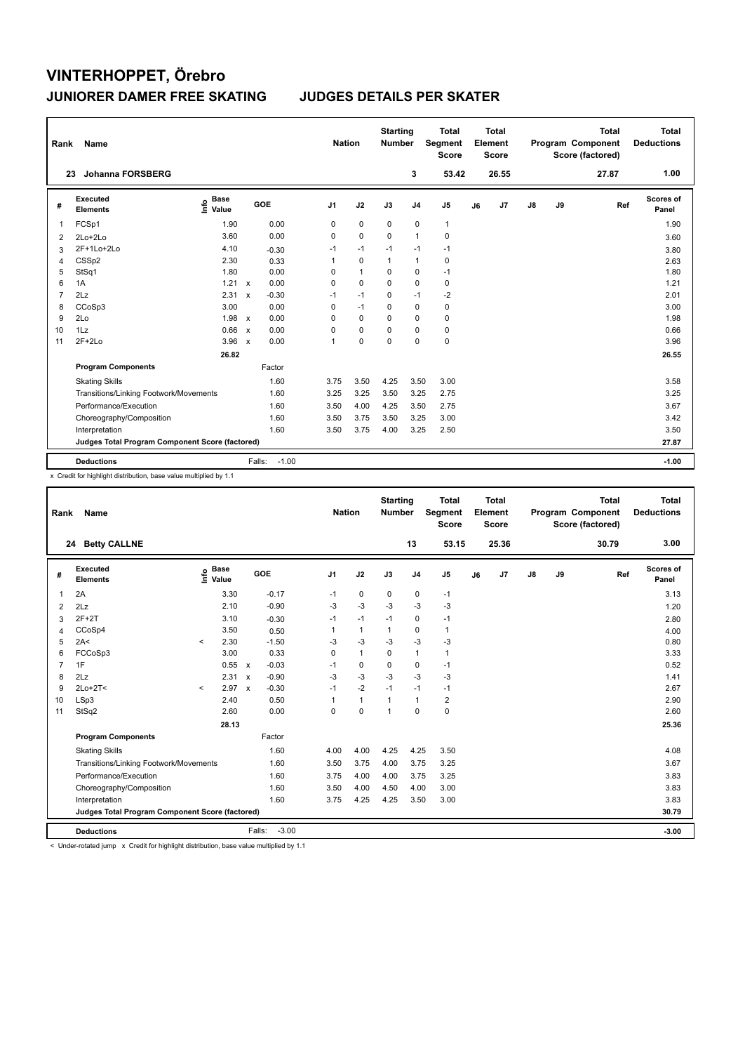# VINTERHOPPET, Örebro

## JUNIORER DAMER FREE SKATING — JUDGES DETAILS PER SKATER

| Rank | Name | Nation | Starting Number | Total Segment Score | Total Element Score | Total Program Component Score (factored) | Total Deductions |
|---|---|---|---|---|---|---|---|
| 23 | Johanna FORSBERG | | 3 | 53.42 | 26.55 | 27.87 | 1.00 |

| # | Executed Elements | Info | Base Value | | GOE | J1 | J2 | J3 | J4 | J5 | J6 | J7 | J8 | J9 | Ref | Scores of Panel |
|---|---|---|---|---|---|---|---|---|---|---|---|---|---|---|---|---|
| 1 | FCSp1 | | 1.90 | | 0.00 | 0 | 0 | 0 | 0 | 1 | | | | | | 1.90 |
| 2 | 2Lo+2Lo | | 3.60 | | 0.00 | 0 | 0 | 0 | 1 | 0 | | | | | | 3.60 |
| 3 | 2F+1Lo+2Lo | | 4.10 | | -0.30 | -1 | -1 | -1 | -1 | -1 | | | | | | 3.80 |
| 4 | CSSp2 | | 2.30 | | 0.33 | 1 | 0 | 1 | 1 | 0 | | | | | | 2.63 |
| 5 | StSq1 | | 1.80 | | 0.00 | 0 | 1 | 0 | 0 | -1 | | | | | | 1.80 |
| 6 | 1A | | 1.21 | x | 0.00 | 0 | 0 | 0 | 0 | 0 | | | | | | 1.21 |
| 7 | 2Lz | | 2.31 | x | -0.30 | -1 | -1 | 0 | -1 | -2 | | | | | | 2.01 |
| 8 | CCoSp3 | | 3.00 | | 0.00 | 0 | -1 | 0 | 0 | 0 | | | | | | 3.00 |
| 9 | 2Lo | | 1.98 | x | 0.00 | 0 | 0 | 0 | 0 | 0 | | | | | | 1.98 |
| 10 | 1Lz | | 0.66 | x | 0.00 | 0 | 0 | 0 | 0 | 0 | | | | | | 0.66 |
| 11 | 2F+2Lo | | 3.96 | x | 0.00 | 1 | 0 | 0 | 0 | 0 | | | | | | 3.96 |
| | | | 26.82 | | | | | | | | | | | | | 26.55 |
| | **Program Components** | | | | Factor | | | | | | | | | | | |
| | Skating Skills | | | | 1.60 | 3.75 | 3.50 | 4.25 | 3.50 | 3.00 | | | | | | 3.58 |
| | Transitions/Linking Footwork/Movements | | | | 1.60 | 3.25 | 3.25 | 3.50 | 3.25 | 2.75 | | | | | | 3.25 |
| | Performance/Execution | | | | 1.60 | 3.50 | 4.00 | 4.25 | 3.50 | 2.75 | | | | | | 3.67 |
| | Choreography/Composition | | | | 1.60 | 3.50 | 3.75 | 3.50 | 3.25 | 3.00 | | | | | | 3.42 |
| | Interpretation | | | | 1.60 | 3.50 | 3.75 | 4.00 | 3.25 | 2.50 | | | | | | 3.50 |
| | **Judges Total Program Component Score (factored)** | | | | | | | | | | | | | | | 27.87 |
| | **Deductions** | | | | Falls: -1.00 | | | | | | | | | | | -1.00 |

x Credit for highlight distribution, base value multiplied by 1.1

| Rank | Name | Nation | Starting Number | Total Segment Score | Total Element Score | Total Program Component Score (factored) | Total Deductions |
|---|---|---|---|---|---|---|---|
| 24 | Betty CALLNE | | 13 | 53.15 | 25.36 | 30.79 | 3.00 |

| # | Executed Elements | Info | Base Value | | GOE | J1 | J2 | J3 | J4 | J5 | J6 | J7 | J8 | J9 | Ref | Scores of Panel |
|---|---|---|---|---|---|---|---|---|---|---|---|---|---|---|---|---|
| 1 | 2A | | 3.30 | | -0.17 | -1 | 0 | 0 | 0 | -1 | | | | | | 3.13 |
| 2 | 2Lz | | 2.10 | | -0.90 | -3 | -3 | -3 | -3 | -3 | | | | | | 1.20 |
| 3 | 2F+2T | | 3.10 | | -0.30 | -1 | -1 | -1 | 0 | -1 | | | | | | 2.80 |
| 4 | CCoSp4 | | 3.50 | | 0.50 | 1 | 1 | 1 | 0 | 1 | | | | | | 4.00 |
| 5 | 2A< | < | 2.30 | | -1.50 | -3 | -3 | -3 | -3 | -3 | | | | | | 0.80 |
| 6 | FCCoSp3 | | 3.00 | | 0.33 | 0 | 1 | 0 | 1 | 1 | | | | | | 3.33 |
| 7 | 1F | | 0.55 | x | -0.03 | -1 | 0 | 0 | 0 | -1 | | | | | | 0.52 |
| 8 | 2Lz | | 2.31 | x | -0.90 | -3 | -3 | -3 | -3 | -3 | | | | | | 1.41 |
| 9 | 2Lo+2T< | < | 2.97 | x | -0.30 | -1 | -2 | -1 | -1 | -1 | | | | | | 2.67 |
| 10 | LSp3 | | 2.40 | | 0.50 | 1 | 1 | 1 | 1 | 2 | | | | | | 2.90 |
| 11 | StSq2 | | 2.60 | | 0.00 | 0 | 0 | 1 | 0 | 0 | | | | | | 2.60 |
| | | | 28.13 | | | | | | | | | | | | | 25.36 |
| | **Program Components** | | | | Factor | | | | | | | | | | | |
| | Skating Skills | | | | 1.60 | 4.00 | 4.00 | 4.25 | 4.25 | 3.50 | | | | | | 4.08 |
| | Transitions/Linking Footwork/Movements | | | | 1.60 | 3.50 | 3.75 | 4.00 | 3.75 | 3.25 | | | | | | 3.67 |
| | Performance/Execution | | | | 1.60 | 3.75 | 4.00 | 4.00 | 3.75 | 3.25 | | | | | | 3.83 |
| | Choreography/Composition | | | | 1.60 | 3.50 | 4.00 | 4.50 | 4.00 | 3.00 | | | | | | 3.83 |
| | Interpretation | | | | 1.60 | 3.75 | 4.25 | 4.25 | 3.50 | 3.00 | | | | | | 3.83 |
| | **Judges Total Program Component Score (factored)** | | | | | | | | | | | | | | | 30.79 |
| | **Deductions** | | | | Falls: -3.00 | | | | | | | | | | | -3.00 |

< Under-rotated jump x Credit for highlight distribution, base value multiplied by 1.1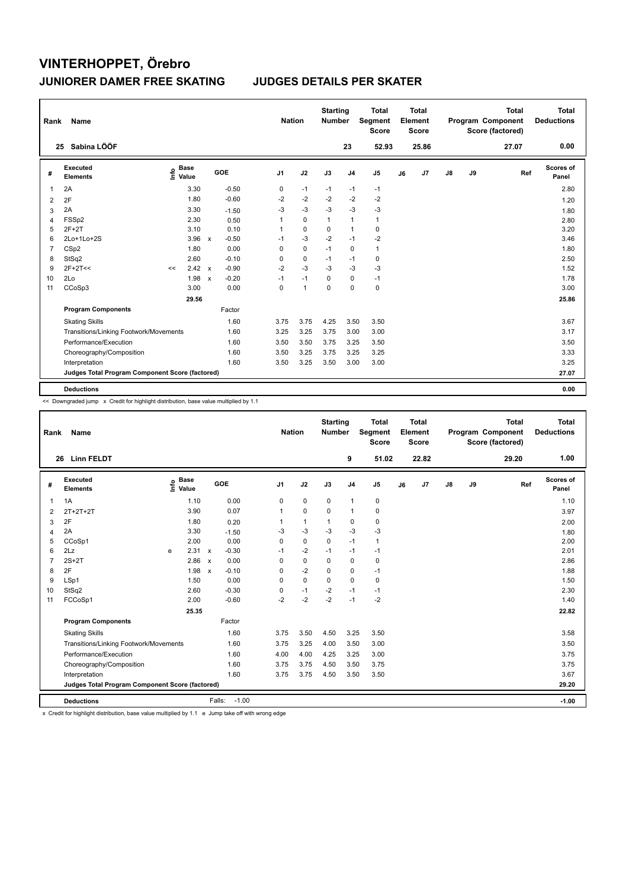# VINTERHOPPET, Örebro

## JUNIORER DAMER FREE SKATING — JUDGES DETAILS PER SKATER

| Rank | Name | Nation | Starting Number | Total Segment Score | Total Element Score | Total Program Component Score (factored) | Total Deductions |
|---|---|---|---|---|---|---|---|
| 25 | Sabina LÖÖF | | 23 | 52.93 | 25.86 | 27.07 | 0.00 |

| # | Executed Elements | Info | Base Value | | GOE | J1 | J2 | J3 | J4 | J5 | J6 | J7 | J8 | J9 | Ref | Scores of Panel |
|---|---|---|---|---|---|---|---|---|---|---|---|---|---|---|---|---|
| 1 | 2A | | 3.30 | | -0.50 | 0 | -1 | -1 | -1 | -1 | | | | | | 2.80 |
| 2 | 2F | | 1.80 | | -0.60 | -2 | -2 | -2 | -2 | -2 | | | | | | 1.20 |
| 3 | 2A | | 3.30 | | -1.50 | -3 | -3 | -3 | -3 | -3 | | | | | | 1.80 |
| 4 | FSSp2 | | 2.30 | | 0.50 | 1 | 0 | 1 | 1 | 1 | | | | | | 2.80 |
| 5 | 2F+2T | | 3.10 | | 0.10 | 1 | 0 | 0 | 1 | 0 | | | | | | 3.20 |
| 6 | 2Lo+1Lo+2S | | 3.96 | x | -0.50 | -1 | -3 | -2 | -1 | -2 | | | | | | 3.46 |
| 7 | CSp2 | | 1.80 | | 0.00 | 0 | 0 | -1 | 0 | 1 | | | | | | 1.80 |
| 8 | StSq2 | | 2.60 | | -0.10 | 0 | 0 | -1 | -1 | 0 | | | | | | 2.50 |
| 9 | 2F+2T<< | << | 2.42 | x | -0.90 | -2 | -3 | -3 | -3 | -3 | | | | | | 1.52 |
| 10 | 2Lo | | 1.98 | x | -0.20 | -1 | -1 | 0 | 0 | -1 | | | | | | 1.78 |
| 11 | CCoSp3 | | 3.00 | | 0.00 | 0 | 1 | 0 | 0 | 0 | | | | | | 3.00 |
| | | | 29.56 | | | | | | | | | | | | | 25.86 |
| | **Program Components** | | | | Factor | | | | | | | | | | | |
| | Skating Skills | | | | 1.60 | 3.75 | 3.75 | 4.25 | 3.50 | 3.50 | | | | | | 3.67 |
| | Transitions/Linking Footwork/Movements | | | | 1.60 | 3.25 | 3.25 | 3.75 | 3.00 | 3.00 | | | | | | 3.17 |
| | Performance/Execution | | | | 1.60 | 3.50 | 3.50 | 3.75 | 3.25 | 3.50 | | | | | | 3.50 |
| | Choreography/Composition | | | | 1.60 | 3.50 | 3.25 | 3.75 | 3.25 | 3.25 | | | | | | 3.33 |
| | Interpretation | | | | 1.60 | 3.50 | 3.25 | 3.50 | 3.00 | 3.00 | | | | | | 3.25 |
| | **Judges Total Program Component Score (factored)** | | | | | | | | | | | | | | | 27.07 |
| | **Deductions** | | | | | | | | | | | | | | | 0.00 |

<< Downgraded jump x Credit for highlight distribution, base value multiplied by 1.1

| Rank | Name | Nation | Starting Number | Total Segment Score | Total Element Score | Total Program Component Score (factored) | Total Deductions |
|---|---|---|---|---|---|---|---|
| 26 | Linn FELDT | | 9 | 51.02 | 22.82 | 29.20 | 1.00 |

| # | Executed Elements | Info | Base Value | | GOE | J1 | J2 | J3 | J4 | J5 | J6 | J7 | J8 | J9 | Ref | Scores of Panel |
|---|---|---|---|---|---|---|---|---|---|---|---|---|---|---|---|---|
| 1 | 1A | | 1.10 | | 0.00 | 0 | 0 | 0 | 1 | 0 | | | | | | 1.10 |
| 2 | 2T+2T+2T | | 3.90 | | 0.07 | 1 | 0 | 0 | 1 | 0 | | | | | | 3.97 |
| 3 | 2F | | 1.80 | | 0.20 | 1 | 1 | 1 | 0 | 0 | | | | | | 2.00 |
| 4 | 2A | | 3.30 | | -1.50 | -3 | -3 | -3 | -3 | -3 | | | | | | 1.80 |
| 5 | CCoSp1 | | 2.00 | | 0.00 | 0 | 0 | 0 | -1 | 1 | | | | | | 2.00 |
| 6 | 2Lz | e | 2.31 | x | -0.30 | -1 | -2 | -1 | -1 | -1 | | | | | | 2.01 |
| 7 | 2S+2T | | 2.86 | x | 0.00 | 0 | 0 | 0 | 0 | 0 | | | | | | 2.86 |
| 8 | 2F | | 1.98 | x | -0.10 | 0 | -2 | 0 | 0 | -1 | | | | | | 1.88 |
| 9 | LSp1 | | 1.50 | | 0.00 | 0 | 0 | 0 | 0 | 0 | | | | | | 1.50 |
| 10 | StSq2 | | 2.60 | | -0.30 | 0 | -1 | -2 | -1 | -1 | | | | | | 2.30 |
| 11 | FCCoSp1 | | 2.00 | | -0.60 | -2 | -2 | -2 | -1 | -2 | | | | | | 1.40 |
| | | | 25.35 | | | | | | | | | | | | | 22.82 |
| | **Program Components** | | | | Factor | | | | | | | | | | | |
| | Skating Skills | | | | 1.60 | 3.75 | 3.50 | 4.50 | 3.25 | 3.50 | | | | | | 3.58 |
| | Transitions/Linking Footwork/Movements | | | | 1.60 | 3.75 | 3.25 | 4.00 | 3.50 | 3.00 | | | | | | 3.50 |
| | Performance/Execution | | | | 1.60 | 4.00 | 4.00 | 4.25 | 3.25 | 3.00 | | | | | | 3.75 |
| | Choreography/Composition | | | | 1.60 | 3.75 | 3.75 | 4.50 | 3.50 | 3.75 | | | | | | 3.75 |
| | Interpretation | | | | 1.60 | 3.75 | 3.75 | 4.50 | 3.50 | 3.50 | | | | | | 3.67 |
| | **Judges Total Program Component Score (factored)** | | | | | | | | | | | | | | | 29.20 |
| | **Deductions** | | | | Falls: -1.00 | | | | | | | | | | | -1.00 |

x Credit for highlight distribution, base value multiplied by 1.1 e Jump take off with wrong edge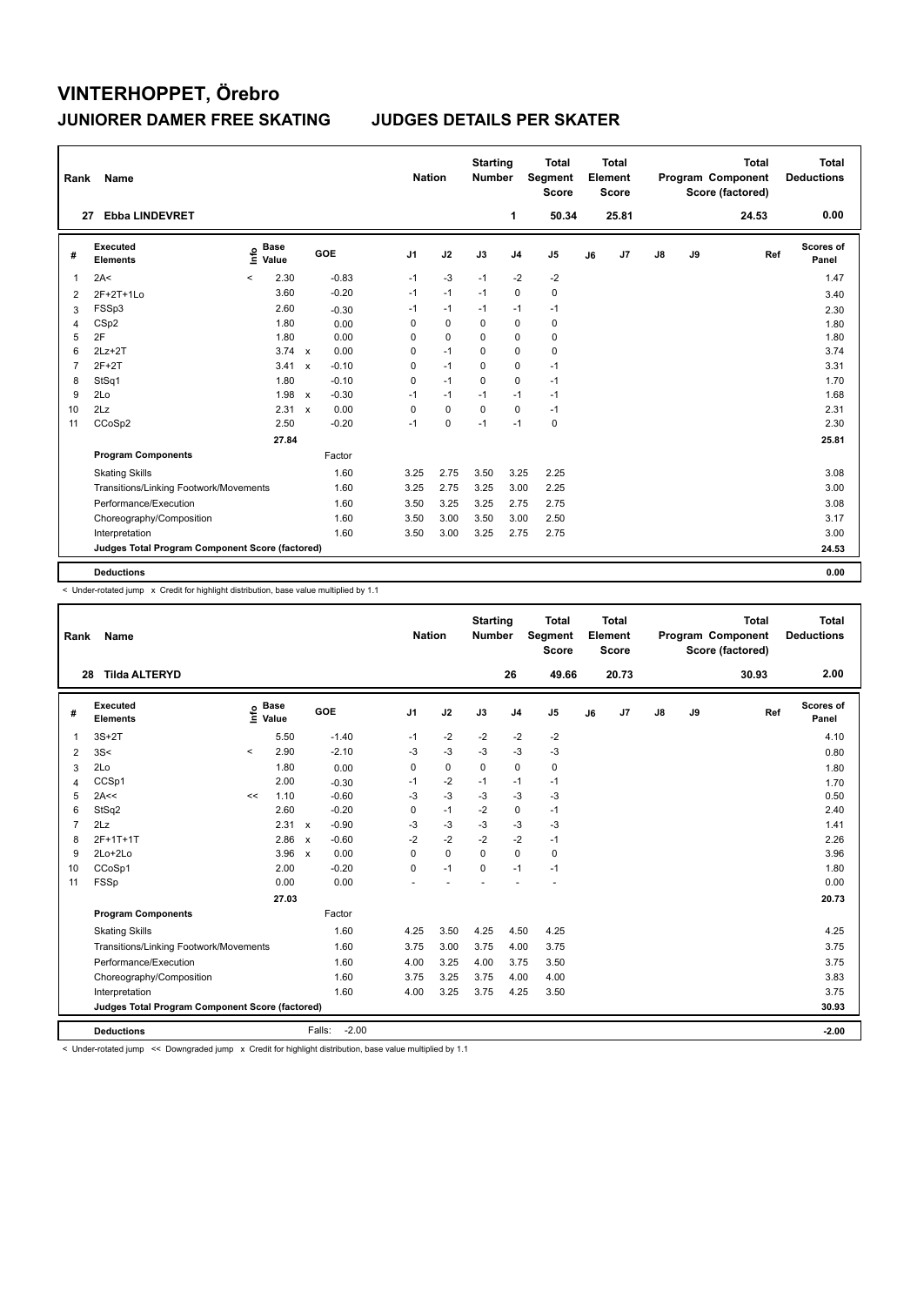# VINTERHOPPET, Örebro

## JUNIORER DAMER FREE SKATING — JUDGES DETAILS PER SKATER

| Rank | Name | Nation | Starting Number | Total Segment Score | Total Element Score | Total Program Component Score (factored) | Total Deductions |
|---|---|---|---|---|---|---|---|
| 27 | Ebba LINDEVRET | | 1 | 50.34 | 25.81 | 24.53 | 0.00 |

| # | Executed Elements | Info | Base Value | | GOE | J1 | J2 | J3 | J4 | J5 | J6 | J7 | J8 | J9 | Ref | Scores of Panel |
|---|---|---|---|---|---|---|---|---|---|---|---|---|---|---|---|---|
| 1 | 2A< | < | 2.30 | | -0.83 | -1 | -3 | -1 | -2 | -2 | | | | | | 1.47 |
| 2 | 2F+2T+1Lo | | 3.60 | | -0.20 | -1 | -1 | -1 | 0 | 0 | | | | | | 3.40 |
| 3 | FSSp3 | | 2.60 | | -0.30 | -1 | -1 | -1 | -1 | -1 | | | | | | 2.30 |
| 4 | CSp2 | | 1.80 | | 0.00 | 0 | 0 | 0 | 0 | 0 | | | | | | 1.80 |
| 5 | 2F | | 1.80 | | 0.00 | 0 | 0 | 0 | 0 | 0 | | | | | | 1.80 |
| 6 | 2Lz+2T | | 3.74 | x | 0.00 | 0 | -1 | 0 | 0 | 0 | | | | | | 3.74 |
| 7 | 2F+2T | | 3.41 | x | -0.10 | 0 | -1 | 0 | 0 | -1 | | | | | | 3.31 |
| 8 | StSq1 | | 1.80 | | -0.10 | 0 | -1 | 0 | 0 | -1 | | | | | | 1.70 |
| 9 | 2Lo | | 1.98 | x | -0.30 | -1 | -1 | -1 | -1 | -1 | | | | | | 1.68 |
| 10 | 2Lz | | 2.31 | x | 0.00 | 0 | 0 | 0 | 0 | -1 | | | | | | 2.31 |
| 11 | CCoSp2 | | 2.50 | | -0.20 | -1 | 0 | -1 | -1 | 0 | | | | | | 2.30 |
| | | | 27.84 | | | | | | | | | | | | | 25.81 |
| | **Program Components** | | | | Factor | | | | | | | | | | | |
| | Skating Skills | | | | 1.60 | 3.25 | 2.75 | 3.50 | 3.25 | 2.25 | | | | | | 3.08 |
| | Transitions/Linking Footwork/Movements | | | | 1.60 | 3.25 | 2.75 | 3.25 | 3.00 | 2.25 | | | | | | 3.00 |
| | Performance/Execution | | | | 1.60 | 3.50 | 3.25 | 3.25 | 2.75 | 2.75 | | | | | | 3.08 |
| | Choreography/Composition | | | | 1.60 | 3.50 | 3.00 | 3.50 | 3.00 | 2.50 | | | | | | 3.17 |
| | Interpretation | | | | 1.60 | 3.50 | 3.00 | 3.25 | 2.75 | 2.75 | | | | | | 3.00 |
| | **Judges Total Program Component Score (factored)** | | | | | | | | | | | | | | | 24.53 |
| | **Deductions** | | | | | | | | | | | | | | | 0.00 |

< Under-rotated jump x Credit for highlight distribution, base value multiplied by 1.1

| Rank | Name | Nation | Starting Number | Total Segment Score | Total Element Score | Total Program Component Score (factored) | Total Deductions |
|---|---|---|---|---|---|---|---|
| 28 | Tilda ALTERYD | | 26 | 49.66 | 20.73 | 30.93 | 2.00 |

| # | Executed Elements | Info | Base Value | | GOE | J1 | J2 | J3 | J4 | J5 | J6 | J7 | J8 | J9 | Ref | Scores of Panel |
|---|---|---|---|---|---|---|---|---|---|---|---|---|---|---|---|---|
| 1 | 3S+2T | | 5.50 | | -1.40 | -1 | -2 | -2 | -2 | -2 | | | | | | 4.10 |
| 2 | 3S< | < | 2.90 | | -2.10 | -3 | -3 | -3 | -3 | -3 | | | | | | 0.80 |
| 3 | 2Lo | | 1.80 | | 0.00 | 0 | 0 | 0 | 0 | 0 | | | | | | 1.80 |
| 4 | CCSp1 | | 2.00 | | -0.30 | -1 | -2 | -1 | -1 | -1 | | | | | | 1.70 |
| 5 | 2A<< | << | 1.10 | | -0.60 | -3 | -3 | -3 | -3 | -3 | | | | | | 0.50 |
| 6 | StSq2 | | 2.60 | | -0.20 | 0 | -1 | -2 | 0 | -1 | | | | | | 2.40 |
| 7 | 2Lz | | 2.31 | x | -0.90 | -3 | -3 | -3 | -3 | -3 | | | | | | 1.41 |
| 8 | 2F+1T+1T | | 2.86 | x | -0.60 | -2 | -2 | -2 | -2 | -1 | | | | | | 2.26 |
| 9 | 2Lo+2Lo | | 3.96 | x | 0.00 | 0 | 0 | 0 | 0 | 0 | | | | | | 3.96 |
| 10 | CCoSp1 | | 2.00 | | -0.20 | 0 | -1 | 0 | -1 | -1 | | | | | | 1.80 |
| 11 | FSSp | | 0.00 | | 0.00 | - | - | - | - | - | | | | | | 0.00 |
| | | | 27.03 | | | | | | | | | | | | | 20.73 |
| | **Program Components** | | | | Factor | | | | | | | | | | | |
| | Skating Skills | | | | 1.60 | 4.25 | 3.50 | 4.25 | 4.50 | 4.25 | | | | | | 4.25 |
| | Transitions/Linking Footwork/Movements | | | | 1.60 | 3.75 | 3.00 | 3.75 | 4.00 | 3.75 | | | | | | 3.75 |
| | Performance/Execution | | | | 1.60 | 4.00 | 3.25 | 4.00 | 3.75 | 3.50 | | | | | | 3.75 |
| | Choreography/Composition | | | | 1.60 | 3.75 | 3.25 | 3.75 | 4.00 | 4.00 | | | | | | 3.83 |
| | Interpretation | | | | 1.60 | 4.00 | 3.25 | 3.75 | 4.25 | 3.50 | | | | | | 3.75 |
| | **Judges Total Program Component Score (factored)** | | | | | | | | | | | | | | | 30.93 |
| | **Deductions** | | | Falls: | -2.00 | | | | | | | | | | | -2.00 |

< Under-rotated jump << Downgraded jump x Credit for highlight distribution, base value multiplied by 1.1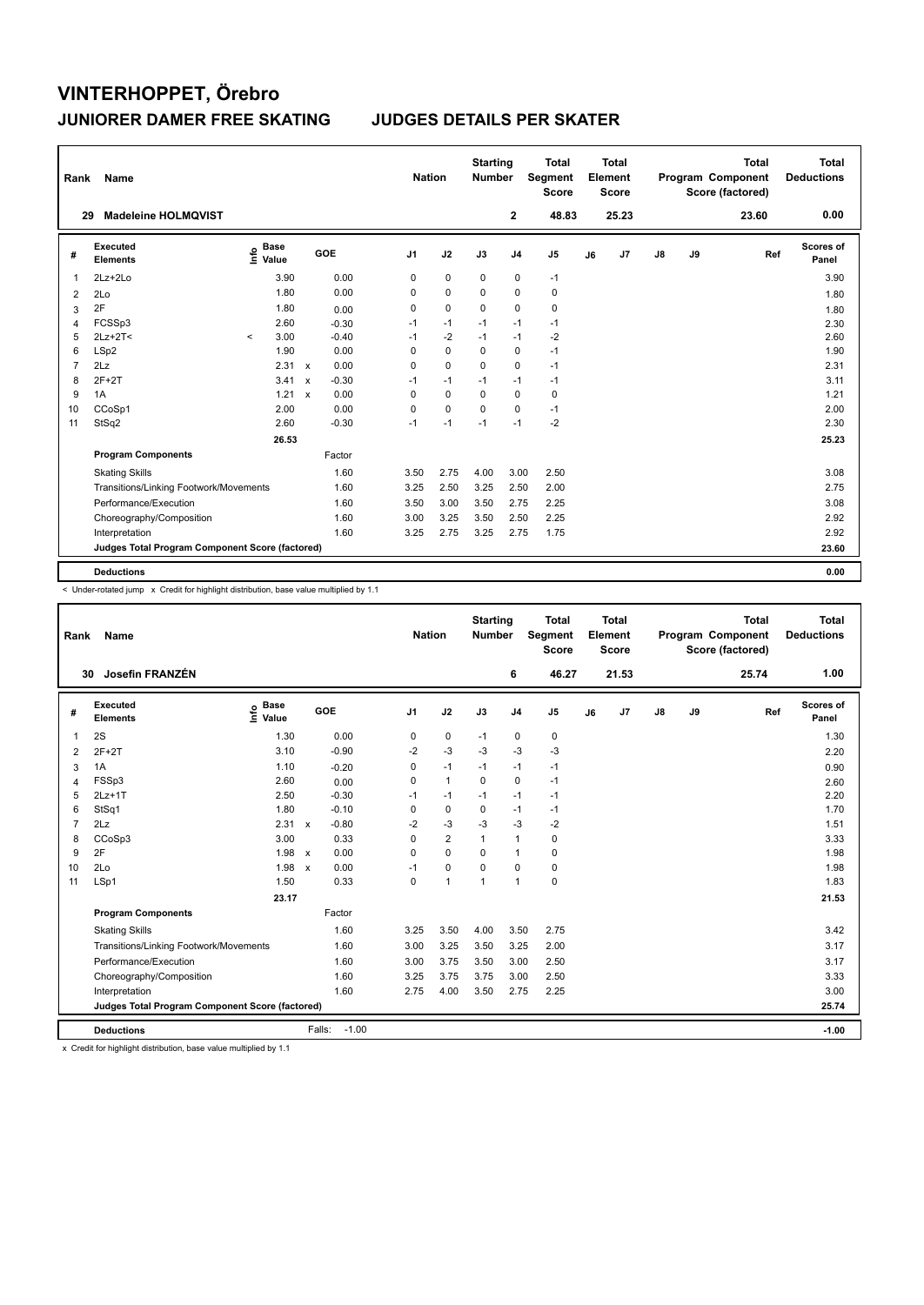# VINTERHOPPET, Örebro

## JUNIORER DAMER FREE SKATING — JUDGES DETAILS PER SKATER

| Rank | Name | Nation | Starting Number | Total Segment Score | Total Element Score | Total Program Component Score (factored) | Total Deductions |
|---|---|---|---|---|---|---|---|
| 29 | Madeleine HOLMQVIST | | 2 | 48.83 | 25.23 | 23.60 | 0.00 |

| # | Executed Elements | Info | Base Value | | GOE | J1 | J2 | J3 | J4 | J5 | J6 | J7 | J8 | J9 | Ref | Scores of Panel |
|---|---|---|---|---|---|---|---|---|---|---|---|---|---|---|---|---|
| 1 | 2Lz+2Lo | | 3.90 | | 0.00 | 0 | 0 | 0 | 0 | -1 | | | | | | 3.90 |
| 2 | 2Lo | | 1.80 | | 0.00 | 0 | 0 | 0 | 0 | 0 | | | | | | 1.80 |
| 3 | 2F | | 1.80 | | 0.00 | 0 | 0 | 0 | 0 | 0 | | | | | | 1.80 |
| 4 | FCSSp3 | | 2.60 | | -0.30 | -1 | -1 | -1 | -1 | -1 | | | | | | 2.30 |
| 5 | 2Lz+2T< | < | 3.00 | | -0.40 | -1 | -2 | -1 | -1 | -2 | | | | | | 2.60 |
| 6 | LSp2 | | 1.90 | | 0.00 | 0 | 0 | 0 | 0 | -1 | | | | | | 1.90 |
| 7 | 2Lz | | 2.31 | x | 0.00 | 0 | 0 | 0 | 0 | -1 | | | | | | 2.31 |
| 8 | 2F+2T | | 3.41 | x | -0.30 | -1 | -1 | -1 | -1 | -1 | | | | | | 3.11 |
| 9 | 1A | | 1.21 | x | 0.00 | 0 | 0 | 0 | 0 | 0 | | | | | | 1.21 |
| 10 | CCoSp1 | | 2.00 | | 0.00 | 0 | 0 | 0 | 0 | -1 | | | | | | 2.00 |
| 11 | StSq2 | | 2.60 | | -0.30 | -1 | -1 | -1 | -1 | -2 | | | | | | 2.30 |
| | | | 26.53 | | | | | | | | | | | | | 25.23 |
| | **Program Components** | | | | Factor | | | | | | | | | | | |
| | Skating Skills | | | | 1.60 | 3.50 | 2.75 | 4.00 | 3.00 | 2.50 | | | | | | 3.08 |
| | Transitions/Linking Footwork/Movements | | | | 1.60 | 3.25 | 2.50 | 3.25 | 2.50 | 2.00 | | | | | | 2.75 |
| | Performance/Execution | | | | 1.60 | 3.50 | 3.00 | 3.50 | 2.75 | 2.25 | | | | | | 3.08 |
| | Choreography/Composition | | | | 1.60 | 3.00 | 3.25 | 3.50 | 2.50 | 2.25 | | | | | | 2.92 |
| | Interpretation | | | | 1.60 | 3.25 | 2.75 | 3.25 | 2.75 | 1.75 | | | | | | 2.92 |
| | **Judges Total Program Component Score (factored)** | | | | | | | | | | | | | | | 23.60 |
| | **Deductions** | | | | | | | | | | | | | | | 0.00 |

< Under-rotated jump x Credit for highlight distribution, base value multiplied by 1.1

| Rank | Name | Nation | Starting Number | Total Segment Score | Total Element Score | Total Program Component Score (factored) | Total Deductions |
|---|---|---|---|---|---|---|---|
| 30 | Josefin FRANZÉN | | 6 | 46.27 | 21.53 | 25.74 | 1.00 |

| # | Executed Elements | Info | Base Value | | GOE | J1 | J2 | J3 | J4 | J5 | J6 | J7 | J8 | J9 | Ref | Scores of Panel |
|---|---|---|---|---|---|---|---|---|---|---|---|---|---|---|---|---|
| 1 | 2S | | 1.30 | | 0.00 | 0 | 0 | -1 | 0 | 0 | | | | | | 1.30 |
| 2 | 2F+2T | | 3.10 | | -0.90 | -2 | -3 | -3 | -3 | -3 | | | | | | 2.20 |
| 3 | 1A | | 1.10 | | -0.20 | 0 | -1 | -1 | -1 | -1 | | | | | | 0.90 |
| 4 | FSSp3 | | 2.60 | | 0.00 | 0 | 1 | 0 | 0 | -1 | | | | | | 2.60 |
| 5 | 2Lz+1T | | 2.50 | | -0.30 | -1 | -1 | -1 | -1 | -1 | | | | | | 2.20 |
| 6 | StSq1 | | 1.80 | | -0.10 | 0 | 0 | 0 | -1 | -1 | | | | | | 1.70 |
| 7 | 2Lz | | 2.31 | x | -0.80 | -2 | -3 | -3 | -3 | -2 | | | | | | 1.51 |
| 8 | CCoSp3 | | 3.00 | | 0.33 | 0 | 2 | 1 | 1 | 0 | | | | | | 3.33 |
| 9 | 2F | | 1.98 | x | 0.00 | 0 | 0 | 0 | 1 | 0 | | | | | | 1.98 |
| 10 | 2Lo | | 1.98 | x | 0.00 | -1 | 0 | 0 | 0 | 0 | | | | | | 1.98 |
| 11 | LSp1 | | 1.50 | | 0.33 | 0 | 1 | 1 | 1 | 0 | | | | | | 1.83 |
| | | | 23.17 | | | | | | | | | | | | | 21.53 |
| | **Program Components** | | | | Factor | | | | | | | | | | | |
| | Skating Skills | | | | 1.60 | 3.25 | 3.50 | 4.00 | 3.50 | 2.75 | | | | | | 3.42 |
| | Transitions/Linking Footwork/Movements | | | | 1.60 | 3.00 | 3.25 | 3.50 | 3.25 | 2.00 | | | | | | 3.17 |
| | Performance/Execution | | | | 1.60 | 3.00 | 3.75 | 3.50 | 3.00 | 2.50 | | | | | | 3.17 |
| | Choreography/Composition | | | | 1.60 | 3.25 | 3.75 | 3.75 | 3.00 | 2.50 | | | | | | 3.33 |
| | Interpretation | | | | 1.60 | 2.75 | 4.00 | 3.50 | 2.75 | 2.25 | | | | | | 3.00 |
| | **Judges Total Program Component Score (factored)** | | | | | | | | | | | | | | | 25.74 |
| | **Deductions** | | | | Falls: -1.00 | | | | | | | | | | | -1.00 |

x Credit for highlight distribution, base value multiplied by 1.1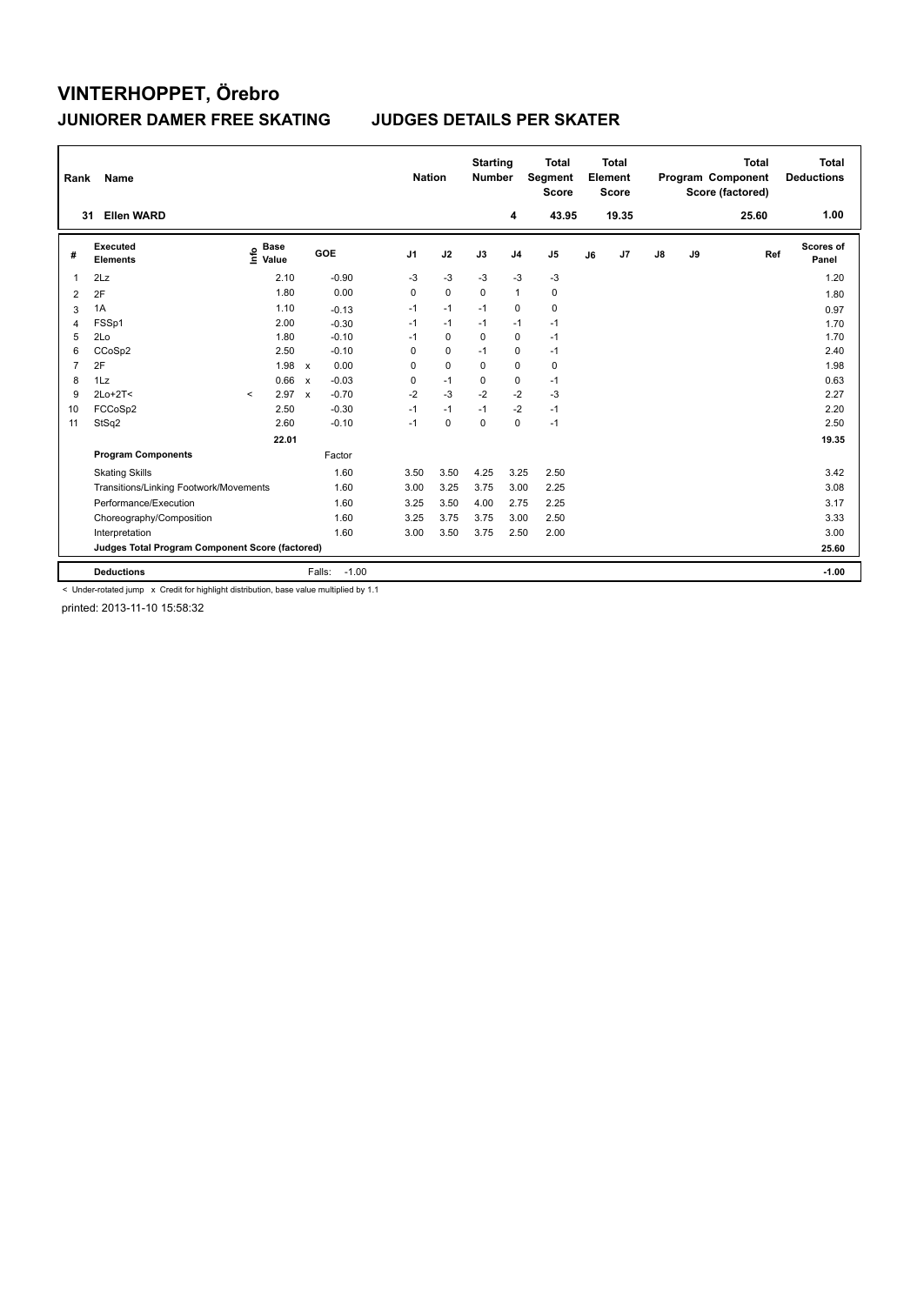# VINTERHOPPET, Örebro

## JUNIORER DAMER FREE SKATING JUDGES DETAILS PER SKATER

| Rank | Name | Nation | Starting Number | Total Segment Score | Total Element Score | Total Program Component Score (factored) | Total Deductions |
|---|---|---|---|---|---|---|---|
| 31 | Ellen WARD | | 4 | 43.95 | 19.35 | 25.60 | 1.00 |

| # | Executed Elements | Info | Base Value | | GOE | J1 | J2 | J3 | J4 | J5 | J6 | J7 | J8 | J9 | Ref | Scores of Panel |
|---|---|---|---|---|---|---|---|---|---|---|---|---|---|---|---|---|
| 1 | 2Lz | | 2.10 | | -0.90 | -3 | -3 | -3 | -3 | -3 | | | | | | 1.20 |
| 2 | 2F | | 1.80 | | 0.00 | 0 | 0 | 0 | 1 | 0 | | | | | | 1.80 |
| 3 | 1A | | 1.10 | | -0.13 | -1 | -1 | -1 | 0 | 0 | | | | | | 0.97 |
| 4 | FSSp1 | | 2.00 | | -0.30 | -1 | -1 | -1 | -1 | -1 | | | | | | 1.70 |
| 5 | 2Lo | | 1.80 | | -0.10 | -1 | 0 | 0 | 0 | -1 | | | | | | 1.70 |
| 6 | CCoSp2 | | 2.50 | | -0.10 | 0 | 0 | -1 | 0 | -1 | | | | | | 2.40 |
| 7 | 2F | | 1.98 | x | 0.00 | 0 | 0 | 0 | 0 | 0 | | | | | | 1.98 |
| 8 | 1Lz | | 0.66 | x | -0.03 | 0 | -1 | 0 | 0 | -1 | | | | | | 0.63 |
| 9 | 2Lo+2T< | < | 2.97 | x | -0.70 | -2 | -3 | -2 | -2 | -3 | | | | | | 2.27 |
| 10 | FCCoSp2 | | 2.50 | | -0.30 | -1 | -1 | -1 | -2 | -1 | | | | | | 2.20 |
| 11 | StSq2 | | 2.60 | | -0.10 | -1 | 0 | 0 | 0 | -1 | | | | | | 2.50 |
| | | | 22.01 | | | | | | | | | | | | | 19.35 |
| | **Program Components** | | | | Factor | | | | | | | | | | | |
| | Skating Skills | | | | 1.60 | 3.50 | 3.50 | 4.25 | 3.25 | 2.50 | | | | | | 3.42 |
| | Transitions/Linking Footwork/Movements | | | | 1.60 | 3.00 | 3.25 | 3.75 | 3.00 | 2.25 | | | | | | 3.08 |
| | Performance/Execution | | | | 1.60 | 3.25 | 3.50 | 4.00 | 2.75 | 2.25 | | | | | | 3.17 |
| | Choreography/Composition | | | | 1.60 | 3.25 | 3.75 | 3.75 | 3.00 | 2.50 | | | | | | 3.33 |
| | Interpretation | | | | 1.60 | 3.00 | 3.50 | 3.75 | 2.50 | 2.00 | | | | | | 3.00 |
| | **Judges Total Program Component Score (factored)** | | | | | | | | | | | | | | | 25.60 |
| | **Deductions** | | | | Falls: -1.00 | | | | | | | | | | | -1.00 |

< Under-rotated jump x Credit for highlight distribution, base value multiplied by 1.1

printed: 2013-11-10 15:58:32